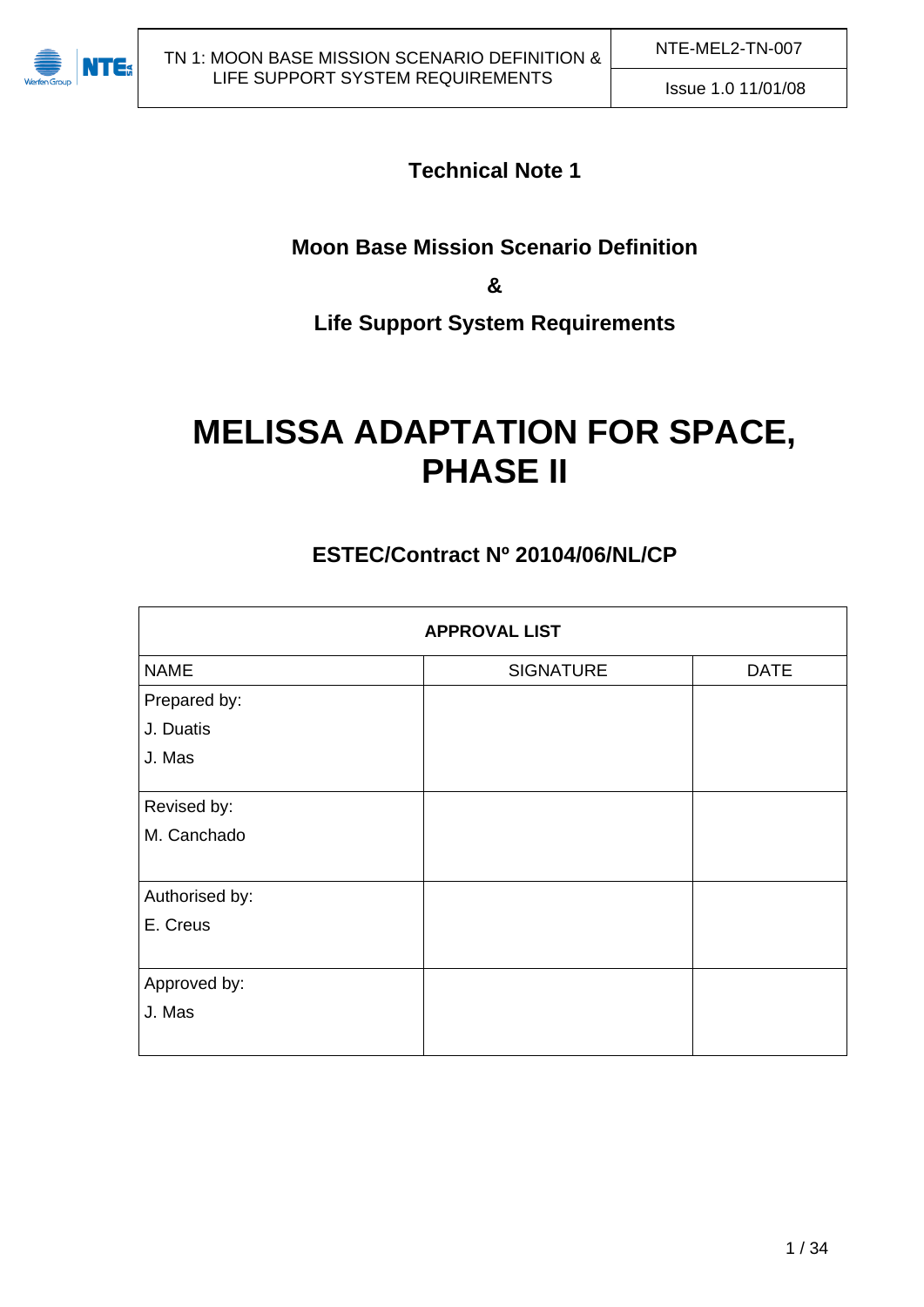**Technical Note 1**

**Moon Base Mission Scenario Definition**

**&**

**Life Support System Requirements**

# MELISSA ADAPTATION FOR SPACE, PHASE II

**ESTEC/Contract Nº 20104/06/NL/CP**

| APPROVAL LIST | | |
|---|---|---|
| NAME | SIGNATURE | DATE |
| Prepared by:<br>J. Duatis<br>J. Mas | | |
| Revised by:<br>M. Canchado | | |
| Authorised by:<br>E. Creus | | |
| Approved by:<br>J. Mas | | |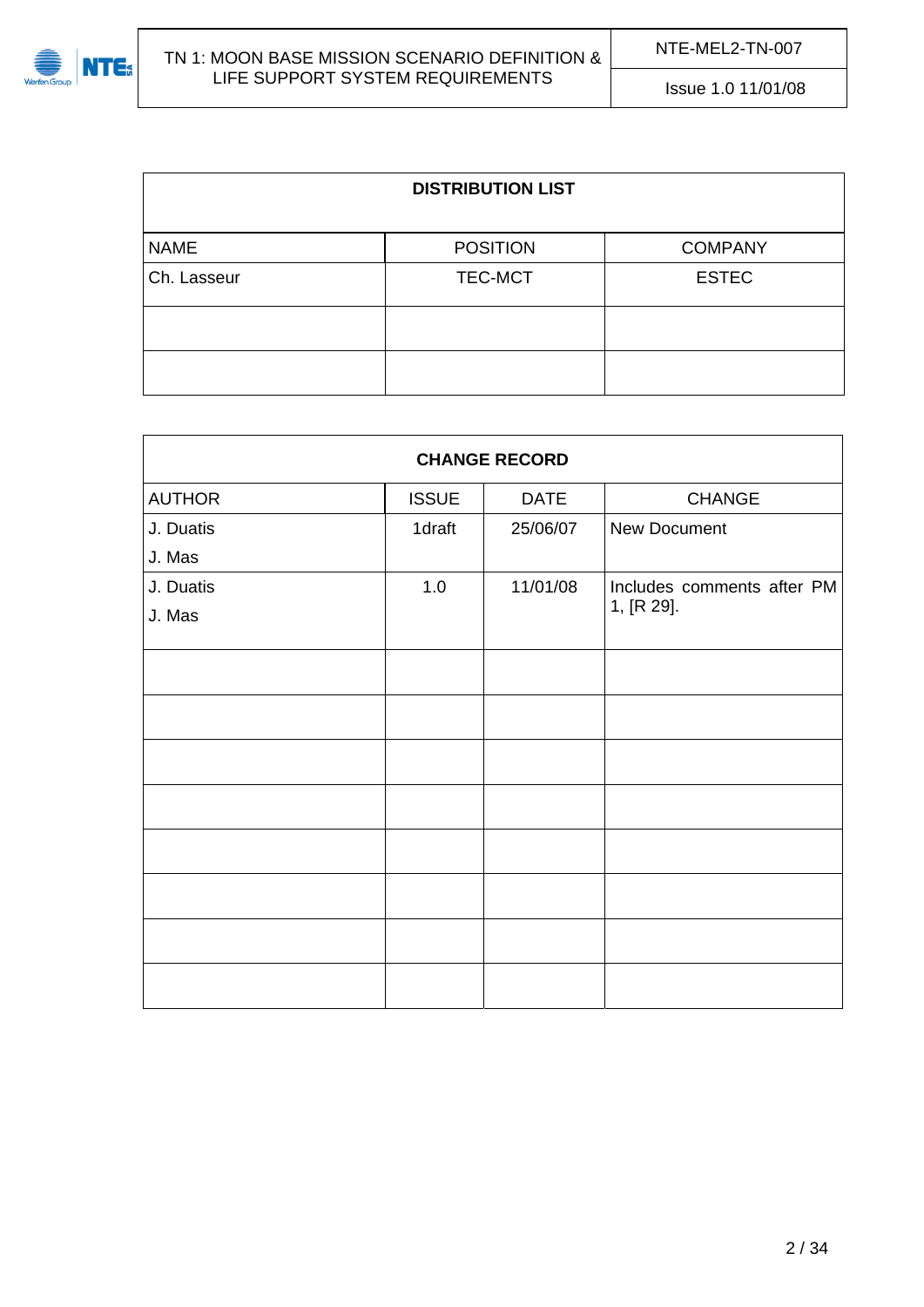| DISTRIBUTION LIST | | |
|---|---|---|
| NAME | POSITION | COMPANY |
| Ch. Lasseur | TEC-MCT | ESTEC |
| | | |
| | | |

| CHANGE RECORD | | | |
|---|---|---|---|
| AUTHOR | ISSUE | DATE | CHANGE |
| J. Duatis<br>J. Mas | 1draft | 25/06/07 | New Document |
| J. Duatis<br>J. Mas | 1.0 | 11/01/08 | Includes comments after PM 1, [R 29]. |
| | | | |
| | | | |
| | | | |
| | | | |
| | | | |
| | | | |
| | | | |
| | | | |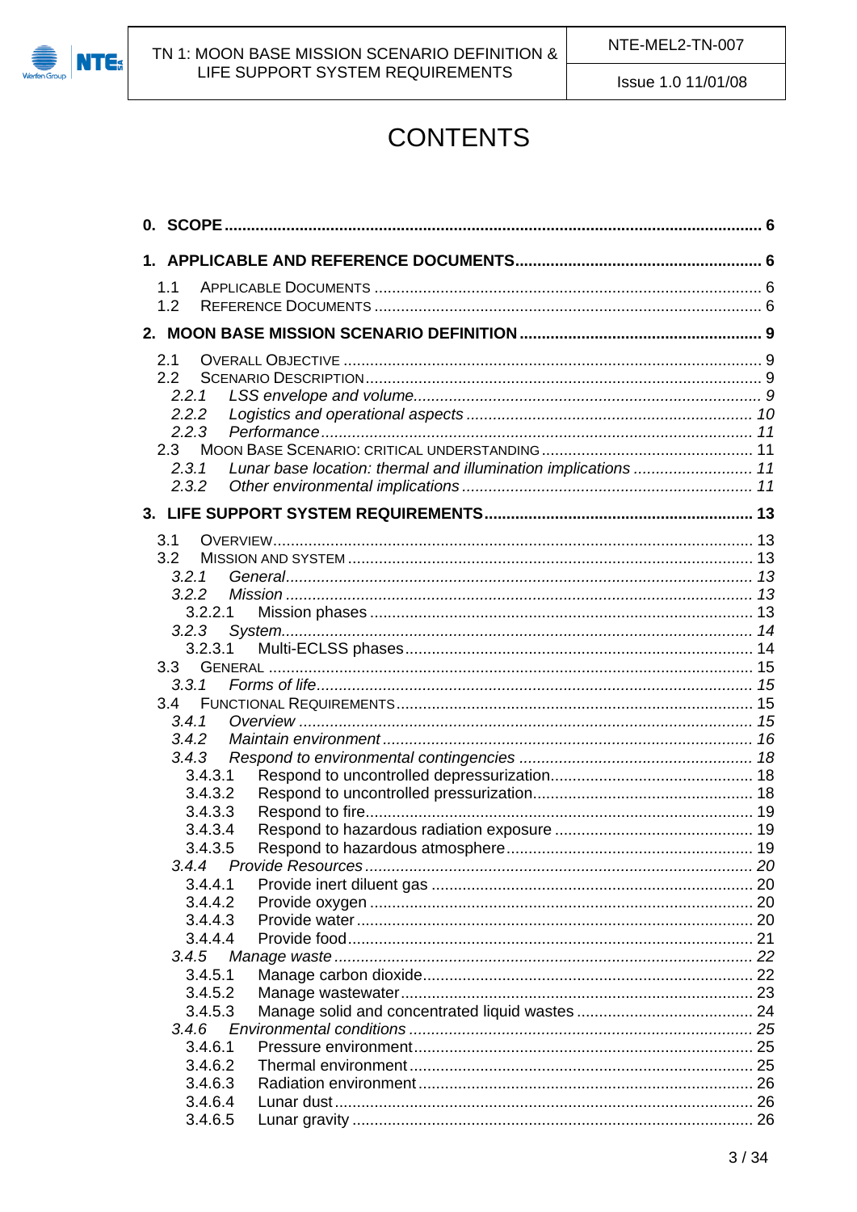# CONTENTS

**0. SCOPE** ........................................ 6

**1. APPLICABLE AND REFERENCE DOCUMENTS** ........................................ 6

- 1.1 APPLICABLE DOCUMENTS ........................................ 6
- 1.2 REFERENCE DOCUMENTS ........................................ 6

**2. MOON BASE MISSION SCENARIO DEFINITION** ........................................ 9

- 2.1 OVERALL OBJECTIVE ........................................ 9
- 2.2 SCENARIO DESCRIPTION ........................................ 9
  - *2.2.1 LSS envelope and volume* ........................................ *9*
  - *2.2.2 Logistics and operational aspects* ........................................ *10*
  - *2.2.3 Performance* ........................................ *11*
- 2.3 MOON BASE SCENARIO: CRITICAL UNDERSTANDING ........................................ 11
  - *2.3.1 Lunar base location: thermal and illumination implications* ........................................ *11*
  - *2.3.2 Other environmental implications* ........................................ *11*

**3. LIFE SUPPORT SYSTEM REQUIREMENTS** ........................................ 13

- 3.1 OVERVIEW ........................................ 13
- 3.2 MISSION AND SYSTEM ........................................ 13
  - *3.2.1 General* ........................................ *13*
  - *3.2.2 Mission* ........................................ *13*
    - 3.2.2.1 Mission phases ........................................ 13
  - *3.2.3 System* ........................................ *14*
    - 3.2.3.1 Multi-ECLSS phases ........................................ 14
- 3.3 GENERAL ........................................ 15
  - *3.3.1 Forms of life* ........................................ *15*
- 3.4 FUNCTIONAL REQUIREMENTS ........................................ 15
  - *3.4.1 Overview* ........................................ *15*
  - *3.4.2 Maintain environment* ........................................ *16*
  - *3.4.3 Respond to environmental contingencies* ........................................ *18*
    - 3.4.3.1 Respond to uncontrolled depressurization ........................................ 18
    - 3.4.3.2 Respond to uncontrolled pressurization ........................................ 18
    - 3.4.3.3 Respond to fire ........................................ 19
    - 3.4.3.4 Respond to hazardous radiation exposure ........................................ 19
    - 3.4.3.5 Respond to hazardous atmosphere ........................................ 19
  - *3.4.4 Provide Resources* ........................................ *20*
    - 3.4.4.1 Provide inert diluent gas ........................................ 20
    - 3.4.4.2 Provide oxygen ........................................ 20
    - 3.4.4.3 Provide water ........................................ 20
    - 3.4.4.4 Provide food ........................................ 21
  - *3.4.5 Manage waste* ........................................ *22*
    - 3.4.5.1 Manage carbon dioxide ........................................ 22
    - 3.4.5.2 Manage wastewater ........................................ 23
    - 3.4.5.3 Manage solid and concentrated liquid wastes ........................................ 24
  - *3.4.6 Environmental conditions* ........................................ *25*
    - 3.4.6.1 Pressure environment ........................................ 25
    - 3.4.6.2 Thermal environment ........................................ 25
    - 3.4.6.3 Radiation environment ........................................ 26
    - 3.4.6.4 Lunar dust ........................................ 26
    - 3.4.6.5 Lunar gravity ........................................ 26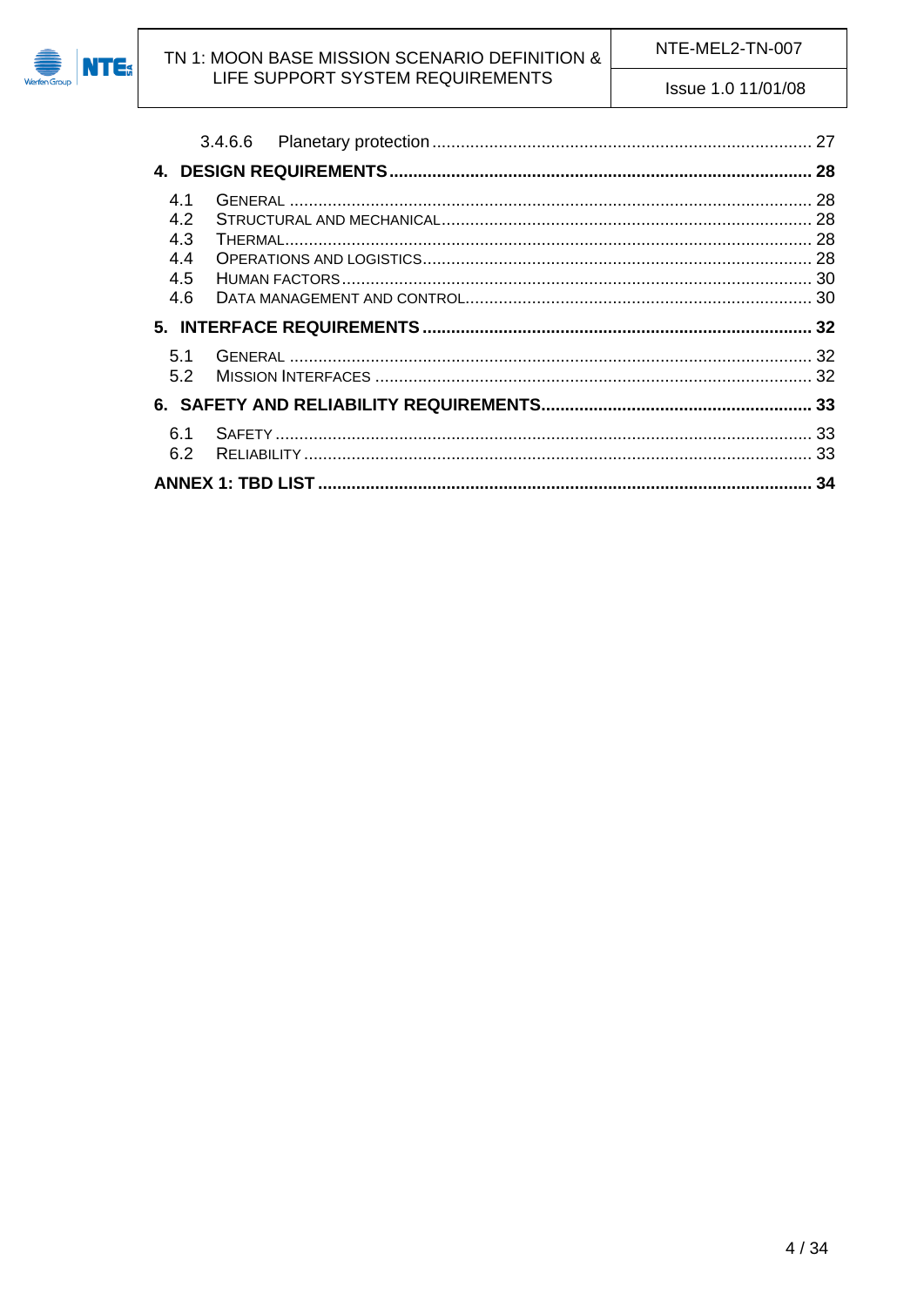3.4.6.6 Planetary protection ................................................................................ 27

**4. DESIGN REQUIREMENTS ........................................................................................ 28**

4.1 GENERAL ............................................................................................................. 28
4.2 STRUCTURAL AND MECHANICAL ............................................................................. 28
4.3 THERMAL .............................................................................................................. 28
4.4 OPERATIONS AND LOGISTICS ................................................................................. 28
4.5 HUMAN FACTORS .................................................................................................. 30
4.6 DATA MANAGEMENT AND CONTROL ......................................................................... 30

**5. INTERFACE REQUIREMENTS ................................................................................. 32**

5.1 GENERAL ............................................................................................................. 32
5.2 MISSION INTERFACES ........................................................................................... 32

**6. SAFETY AND RELIABILITY REQUIREMENTS ........................................................ 33**

6.1 SAFETY ................................................................................................................ 33
6.2 RELIABILITY .......................................................................................................... 33

**ANNEX 1: TBD LIST ...................................................................................................... 34**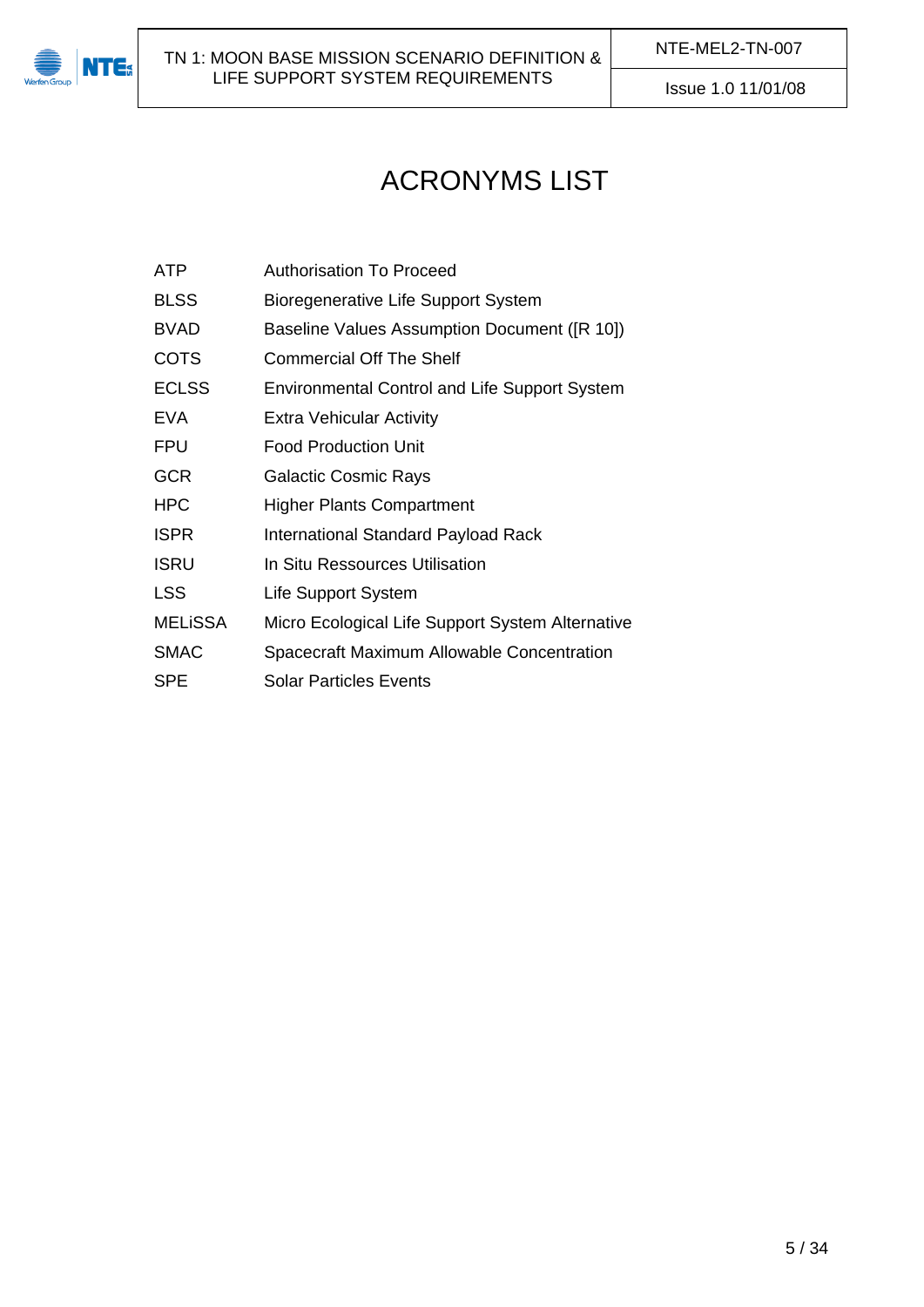# ACRONYMS LIST

| | |
|---|---|
| ATP | Authorisation To Proceed |
| BLSS | Bioregenerative Life Support System |
| BVAD | Baseline Values Assumption Document ([R 10]) |
| COTS | Commercial Off The Shelf |
| ECLSS | Environmental Control and Life Support System |
| EVA | Extra Vehicular Activity |
| FPU | Food Production Unit |
| GCR | Galactic Cosmic Rays |
| HPC | Higher Plants Compartment |
| ISPR | International Standard Payload Rack |
| ISRU | In Situ Ressources Utilisation |
| LSS | Life Support System |
| MELiSSA | Micro Ecological Life Support System Alternative |
| SMAC | Spacecraft Maximum Allowable Concentration |
| SPE | Solar Particles Events |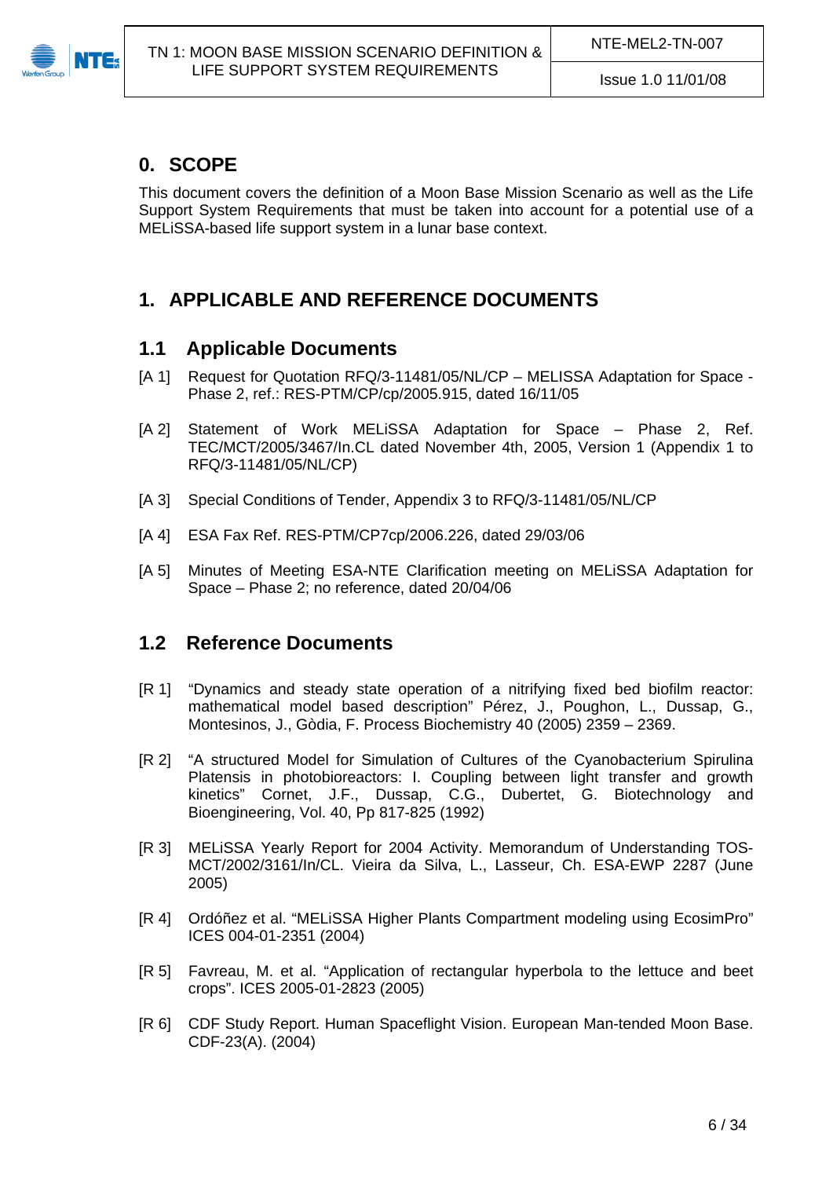# 0. SCOPE

This document covers the definition of a Moon Base Mission Scenario as well as the Life Support System Requirements that must be taken into account for a potential use of a MELiSSA-based life support system in a lunar base context.

# 1. APPLICABLE AND REFERENCE DOCUMENTS

## 1.1 Applicable Documents

[A 1] Request for Quotation RFQ/3-11481/05/NL/CP – MELISSA Adaptation for Space - Phase 2, ref.: RES-PTM/CP/cp/2005.915, dated 16/11/05

[A 2] Statement of Work MELiSSA Adaptation for Space – Phase 2, Ref. TEC/MCT/2005/3467/In.CL dated November 4th, 2005, Version 1 (Appendix 1 to RFQ/3-11481/05/NL/CP)

[A 3] Special Conditions of Tender, Appendix 3 to RFQ/3-11481/05/NL/CP

[A 4] ESA Fax Ref. RES-PTM/CP7cp/2006.226, dated 29/03/06

[A 5] Minutes of Meeting ESA-NTE Clarification meeting on MELiSSA Adaptation for Space – Phase 2; no reference, dated 20/04/06

## 1.2 Reference Documents

[R 1] "Dynamics and steady state operation of a nitrifying fixed bed biofilm reactor: mathematical model based description" Pérez, J., Poughon, L., Dussap, G., Montesinos, J., Gòdia, F. Process Biochemistry 40 (2005) 2359 – 2369.

[R 2] "A structured Model for Simulation of Cultures of the Cyanobacterium Spirulina Platensis in photobioreactors: I. Coupling between light transfer and growth kinetics" Cornet, J.F., Dussap, C.G., Dubertet, G. Biotechnology and Bioengineering, Vol. 40, Pp 817-825 (1992)

[R 3] MELiSSA Yearly Report for 2004 Activity. Memorandum of Understanding TOS-MCT/2002/3161/In/CL. Vieira da Silva, L., Lasseur, Ch. ESA-EWP 2287 (June 2005)

[R 4] Ordóñez et al. "MELiSSA Higher Plants Compartment modeling using EcosimPro" ICES 004-01-2351 (2004)

[R 5] Favreau, M. et al. "Application of rectangular hyperbola to the lettuce and beet crops". ICES 2005-01-2823 (2005)

[R 6] CDF Study Report. Human Spaceflight Vision. European Man-tended Moon Base. CDF-23(A). (2004)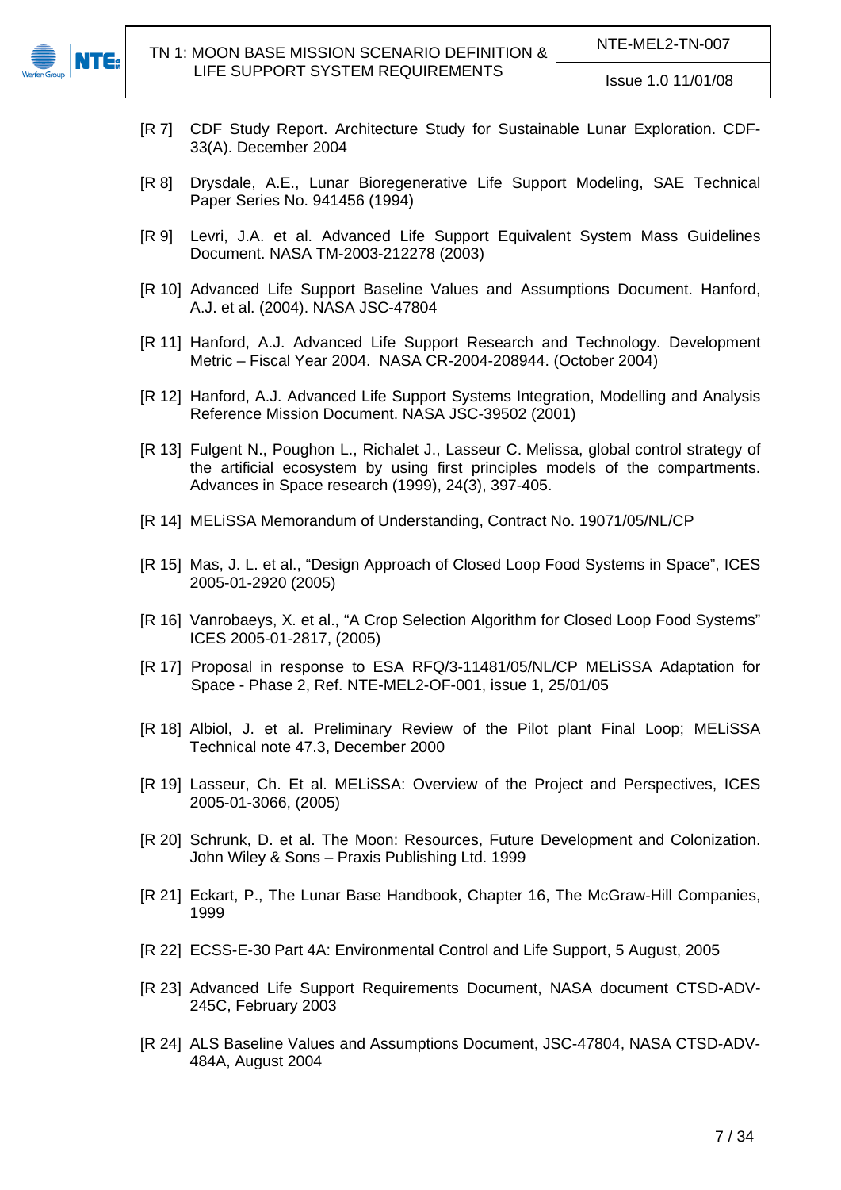[R 7] CDF Study Report. Architecture Study for Sustainable Lunar Exploration. CDF-33(A). December 2004

[R 8] Drysdale, A.E., Lunar Bioregenerative Life Support Modeling, SAE Technical Paper Series No. 941456 (1994)

[R 9] Levri, J.A. et al. Advanced Life Support Equivalent System Mass Guidelines Document. NASA TM-2003-212278 (2003)

[R 10] Advanced Life Support Baseline Values and Assumptions Document. Hanford, A.J. et al. (2004). NASA JSC-47804

[R 11] Hanford, A.J. Advanced Life Support Research and Technology. Development Metric – Fiscal Year 2004. NASA CR-2004-208944. (October 2004)

[R 12] Hanford, A.J. Advanced Life Support Systems Integration, Modelling and Analysis Reference Mission Document. NASA JSC-39502 (2001)

[R 13] Fulgent N., Poughon L., Richalet J., Lasseur C. Melissa, global control strategy of the artificial ecosystem by using first principles models of the compartments. Advances in Space research (1999), 24(3), 397-405.

[R 14] MELiSSA Memorandum of Understanding, Contract No. 19071/05/NL/CP

[R 15] Mas, J. L. et al., "Design Approach of Closed Loop Food Systems in Space", ICES 2005-01-2920 (2005)

[R 16] Vanrobaeys, X. et al., "A Crop Selection Algorithm for Closed Loop Food Systems" ICES 2005-01-2817, (2005)

[R 17] Proposal in response to ESA RFQ/3-11481/05/NL/CP MELiSSA Adaptation for Space - Phase 2, Ref. NTE-MEL2-OF-001, issue 1, 25/01/05

[R 18] Albiol, J. et al. Preliminary Review of the Pilot plant Final Loop; MELiSSA Technical note 47.3, December 2000

[R 19] Lasseur, Ch. Et al. MELiSSA: Overview of the Project and Perspectives, ICES 2005-01-3066, (2005)

[R 20] Schrunk, D. et al. The Moon: Resources, Future Development and Colonization. John Wiley & Sons – Praxis Publishing Ltd. 1999

[R 21] Eckart, P., The Lunar Base Handbook, Chapter 16, The McGraw-Hill Companies, 1999

[R 22] ECSS-E-30 Part 4A: Environmental Control and Life Support, 5 August, 2005

[R 23] Advanced Life Support Requirements Document, NASA document CTSD-ADV-245C, February 2003

[R 24] ALS Baseline Values and Assumptions Document, JSC-47804, NASA CTSD-ADV-484A, August 2004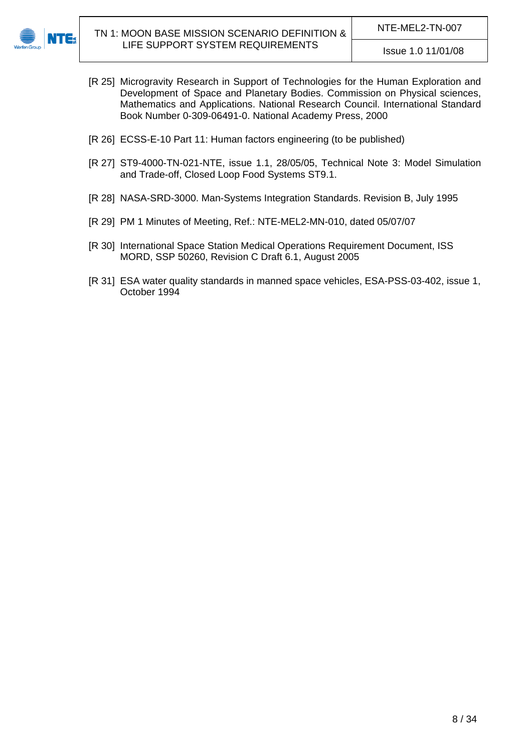[R 25] Microgravity Research in Support of Technologies for the Human Exploration and Development of Space and Planetary Bodies. Commission on Physical sciences, Mathematics and Applications. National Research Council. International Standard Book Number 0-309-06491-0. National Academy Press, 2000

[R 26] ECSS-E-10 Part 11: Human factors engineering (to be published)

[R 27] ST9-4000-TN-021-NTE, issue 1.1, 28/05/05, Technical Note 3: Model Simulation and Trade-off, Closed Loop Food Systems ST9.1.

[R 28] NASA-SRD-3000. Man-Systems Integration Standards. Revision B, July 1995

[R 29] PM 1 Minutes of Meeting, Ref.: NTE-MEL2-MN-010, dated 05/07/07

[R 30] International Space Station Medical Operations Requirement Document, ISS MORD, SSP 50260, Revision C Draft 6.1, August 2005

[R 31] ESA water quality standards in manned space vehicles, ESA-PSS-03-402, issue 1, October 1994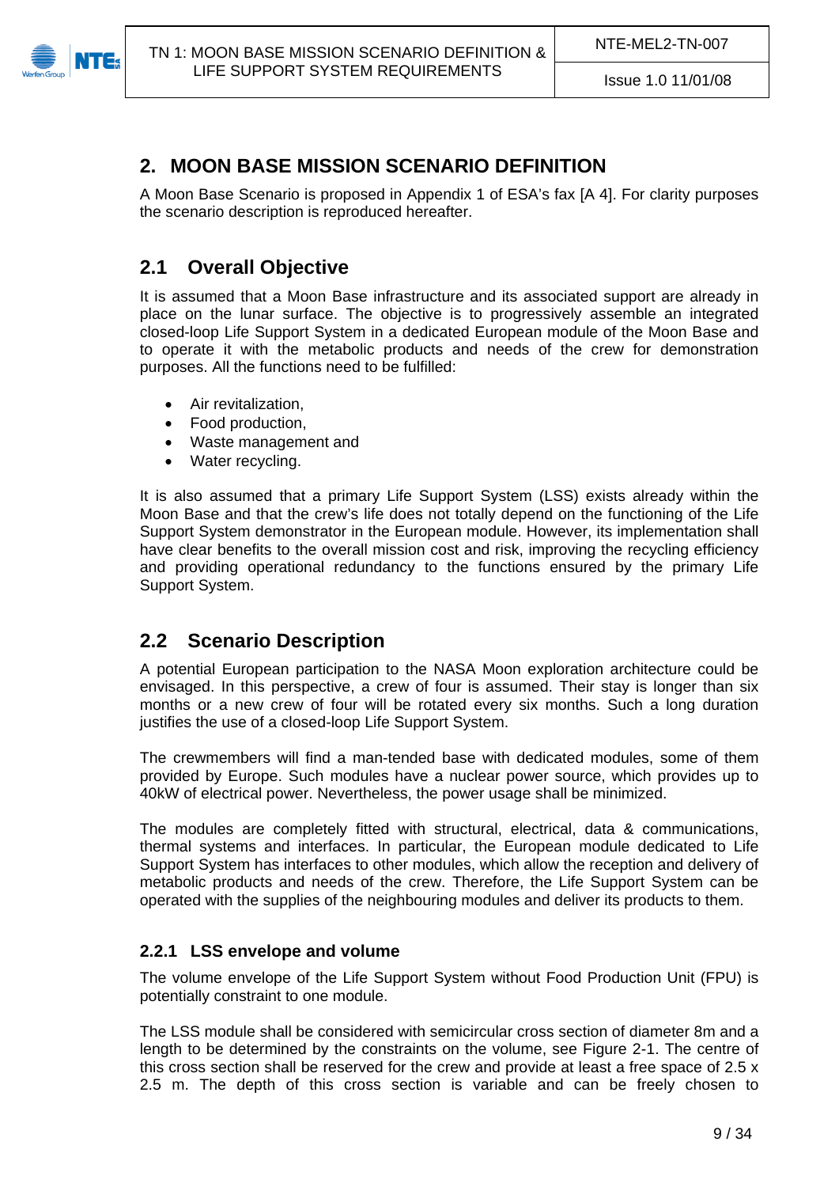# 2. MOON BASE MISSION SCENARIO DEFINITION

A Moon Base Scenario is proposed in Appendix 1 of ESA's fax [A 4]. For clarity purposes the scenario description is reproduced hereafter.

## 2.1 Overall Objective

It is assumed that a Moon Base infrastructure and its associated support are already in place on the lunar surface. The objective is to progressively assemble an integrated closed-loop Life Support System in a dedicated European module of the Moon Base and to operate it with the metabolic products and needs of the crew for demonstration purposes. All the functions need to be fulfilled:

- Air revitalization,
- Food production,
- Waste management and
- Water recycling.

It is also assumed that a primary Life Support System (LSS) exists already within the Moon Base and that the crew's life does not totally depend on the functioning of the Life Support System demonstrator in the European module. However, its implementation shall have clear benefits to the overall mission cost and risk, improving the recycling efficiency and providing operational redundancy to the functions ensured by the primary Life Support System.

## 2.2 Scenario Description

A potential European participation to the NASA Moon exploration architecture could be envisaged. In this perspective, a crew of four is assumed. Their stay is longer than six months or a new crew of four will be rotated every six months. Such a long duration justifies the use of a closed-loop Life Support System.

The crewmembers will find a man-tended base with dedicated modules, some of them provided by Europe. Such modules have a nuclear power source, which provides up to 40kW of electrical power. Nevertheless, the power usage shall be minimized.

The modules are completely fitted with structural, electrical, data & communications, thermal systems and interfaces. In particular, the European module dedicated to Life Support System has interfaces to other modules, which allow the reception and delivery of metabolic products and needs of the crew. Therefore, the Life Support System can be operated with the supplies of the neighbouring modules and deliver its products to them.

### 2.2.1 LSS envelope and volume

The volume envelope of the Life Support System without Food Production Unit (FPU) is potentially constraint to one module.

The LSS module shall be considered with semicircular cross section of diameter 8m and a length to be determined by the constraints on the volume, see Figure 2-1. The centre of this cross section shall be reserved for the crew and provide at least a free space of 2.5 x 2.5 m. The depth of this cross section is variable and can be freely chosen to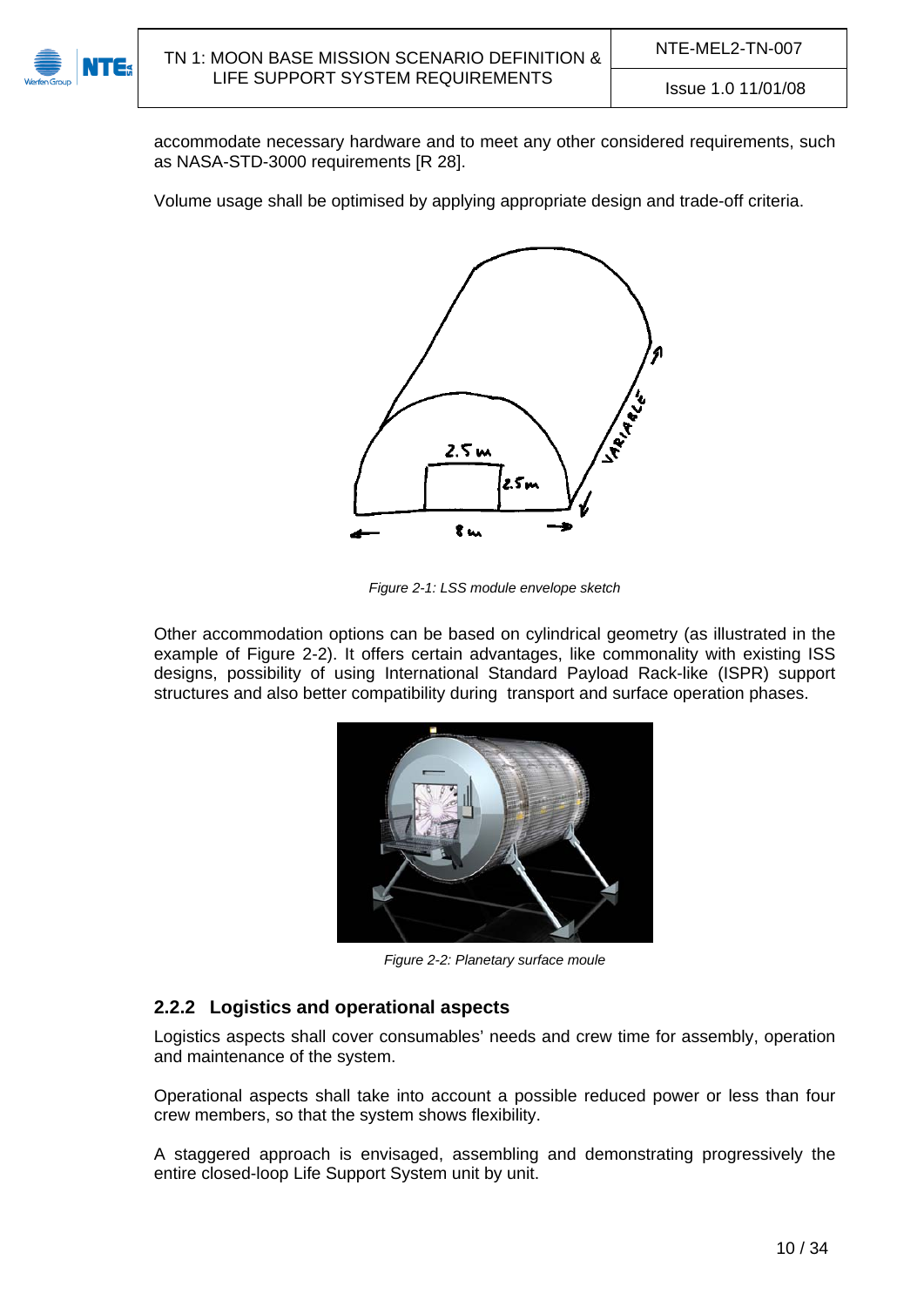accommodate necessary hardware and to meet any other considered requirements, such as NASA-STD-3000 requirements [R 28].

Volume usage shall be optimised by applying appropriate design and trade-off criteria.

*Figure 2-1: LSS module envelope sketch*

Other accommodation options can be based on cylindrical geometry (as illustrated in the example of Figure 2-2). It offers certain advantages, like commonality with existing ISS designs, possibility of using International Standard Payload Rack-like (ISPR) support structures and also better compatibility during transport and surface operation phases.

*Figure 2-2: Planetary surface moule*

### 2.2.2 Logistics and operational aspects

Logistics aspects shall cover consumables' needs and crew time for assembly, operation and maintenance of the system.

Operational aspects shall take into account a possible reduced power or less than four crew members, so that the system shows flexibility.

A staggered approach is envisaged, assembling and demonstrating progressively the entire closed-loop Life Support System unit by unit.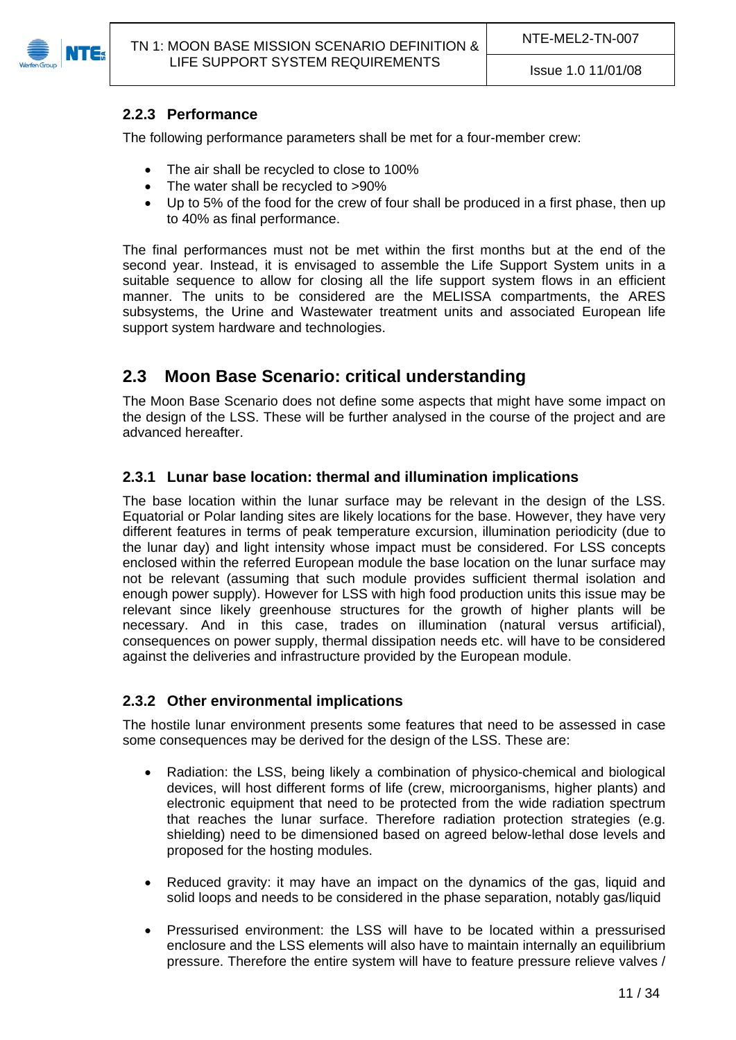### 2.2.3 Performance

The following performance parameters shall be met for a four-member crew:

- The air shall be recycled to close to 100%
- The water shall be recycled to >90%
- Up to 5% of the food for the crew of four shall be produced in a first phase, then up to 40% as final performance.

The final performances must not be met within the first months but at the end of the second year. Instead, it is envisaged to assemble the Life Support System units in a suitable sequence to allow for closing all the life support system flows in an efficient manner. The units to be considered are the MELISSA compartments, the ARES subsystems, the Urine and Wastewater treatment units and associated European life support system hardware and technologies.

## 2.3 Moon Base Scenario: critical understanding

The Moon Base Scenario does not define some aspects that might have some impact on the design of the LSS. These will be further analysed in the course of the project and are advanced hereafter.

### 2.3.1 Lunar base location: thermal and illumination implications

The base location within the lunar surface may be relevant in the design of the LSS. Equatorial or Polar landing sites are likely locations for the base. However, they have very different features in terms of peak temperature excursion, illumination periodicity (due to the lunar day) and light intensity whose impact must be considered. For LSS concepts enclosed within the referred European module the base location on the lunar surface may not be relevant (assuming that such module provides sufficient thermal isolation and enough power supply). However for LSS with high food production units this issue may be relevant since likely greenhouse structures for the growth of higher plants will be necessary. And in this case, trades on illumination (natural versus artificial), consequences on power supply, thermal dissipation needs etc. will have to be considered against the deliveries and infrastructure provided by the European module.

### 2.3.2 Other environmental implications

The hostile lunar environment presents some features that need to be assessed in case some consequences may be derived for the design of the LSS. These are:

- Radiation: the LSS, being likely a combination of physico-chemical and biological devices, will host different forms of life (crew, microorganisms, higher plants) and electronic equipment that need to be protected from the wide radiation spectrum that reaches the lunar surface. Therefore radiation protection strategies (e.g. shielding) need to be dimensioned based on agreed below-lethal dose levels and proposed for the hosting modules.

- Reduced gravity: it may have an impact on the dynamics of the gas, liquid and solid loops and needs to be considered in the phase separation, notably gas/liquid

- Pressurised environment: the LSS will have to be located within a pressurised enclosure and the LSS elements will also have to maintain internally an equilibrium pressure. Therefore the entire system will have to feature pressure relieve valves /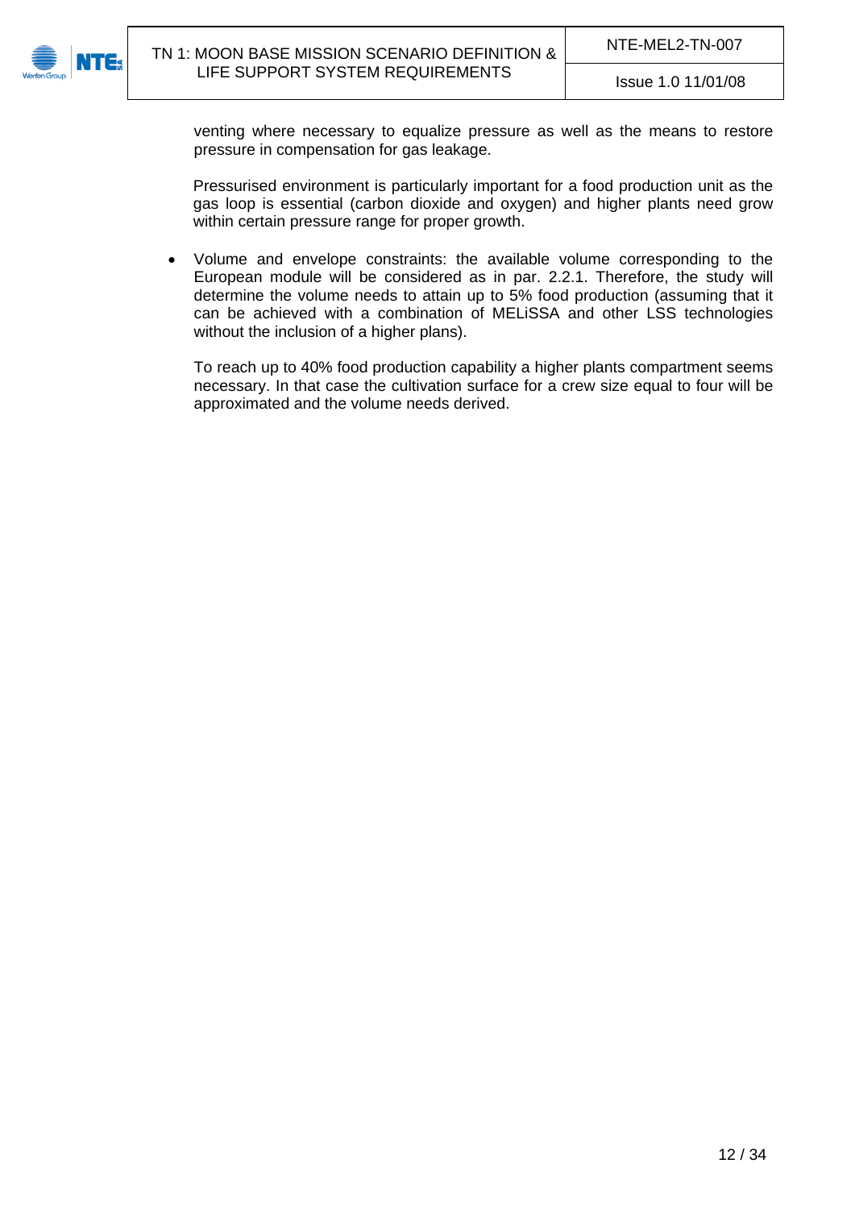venting where necessary to equalize pressure as well as the means to restore pressure in compensation for gas leakage.

Pressurised environment is particularly important for a food production unit as the gas loop is essential (carbon dioxide and oxygen) and higher plants need grow within certain pressure range for proper growth.

- Volume and envelope constraints: the available volume corresponding to the European module will be considered as in par. 2.2.1. Therefore, the study will determine the volume needs to attain up to 5% food production (assuming that it can be achieved with a combination of MELiSSA and other LSS technologies without the inclusion of a higher plans).

  To reach up to 40% food production capability a higher plants compartment seems necessary. In that case the cultivation surface for a crew size equal to four will be approximated and the volume needs derived.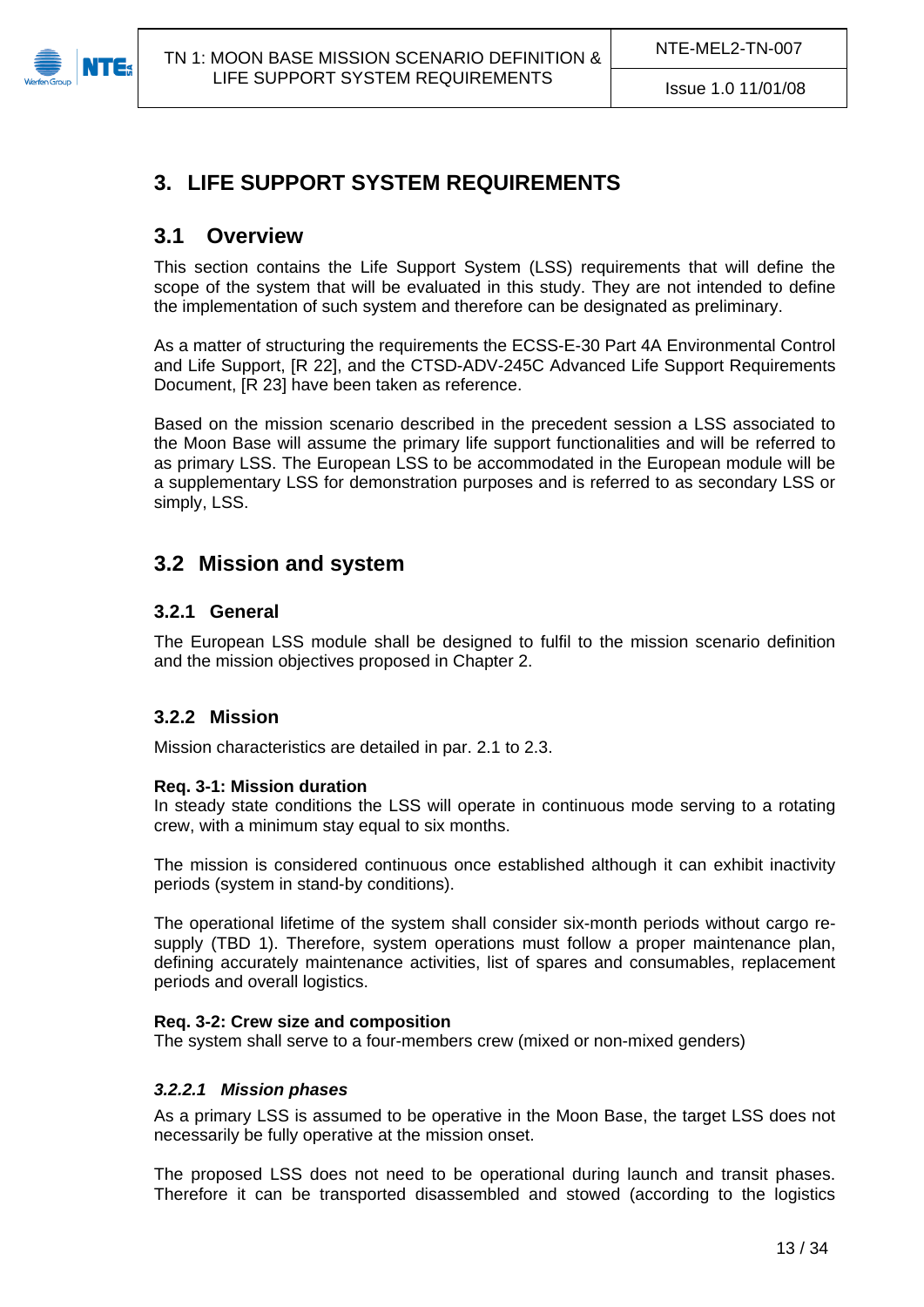# 3. LIFE SUPPORT SYSTEM REQUIREMENTS

## 3.1 Overview

This section contains the Life Support System (LSS) requirements that will define the scope of the system that will be evaluated in this study. They are not intended to define the implementation of such system and therefore can be designated as preliminary.

As a matter of structuring the requirements the ECSS-E-30 Part 4A Environmental Control and Life Support, [R 22], and the CTSD-ADV-245C Advanced Life Support Requirements Document, [R 23] have been taken as reference.

Based on the mission scenario described in the precedent session a LSS associated to the Moon Base will assume the primary life support functionalities and will be referred to as primary LSS. The European LSS to be accommodated in the European module will be a supplementary LSS for demonstration purposes and is referred to as secondary LSS or simply, LSS.

## 3.2 Mission and system

### 3.2.1 General

The European LSS module shall be designed to fulfil to the mission scenario definition and the mission objectives proposed in Chapter 2.

### 3.2.2 Mission

Mission characteristics are detailed in par. 2.1 to 2.3.

**Req. 3-1: Mission duration**
In steady state conditions the LSS will operate in continuous mode serving to a rotating crew, with a minimum stay equal to six months.

The mission is considered continuous once established although it can exhibit inactivity periods (system in stand-by conditions).

The operational lifetime of the system shall consider six-month periods without cargo re-supply (TBD 1). Therefore, system operations must follow a proper maintenance plan, defining accurately maintenance activities, list of spares and consumables, replacement periods and overall logistics.

**Req. 3-2: Crew size and composition**
The system shall serve to a four-members crew (mixed or non-mixed genders)

#### *3.2.2.1 Mission phases*

As a primary LSS is assumed to be operative in the Moon Base, the target LSS does not necessarily be fully operative at the mission onset.

The proposed LSS does not need to be operational during launch and transit phases. Therefore it can be transported disassembled and stowed (according to the logistics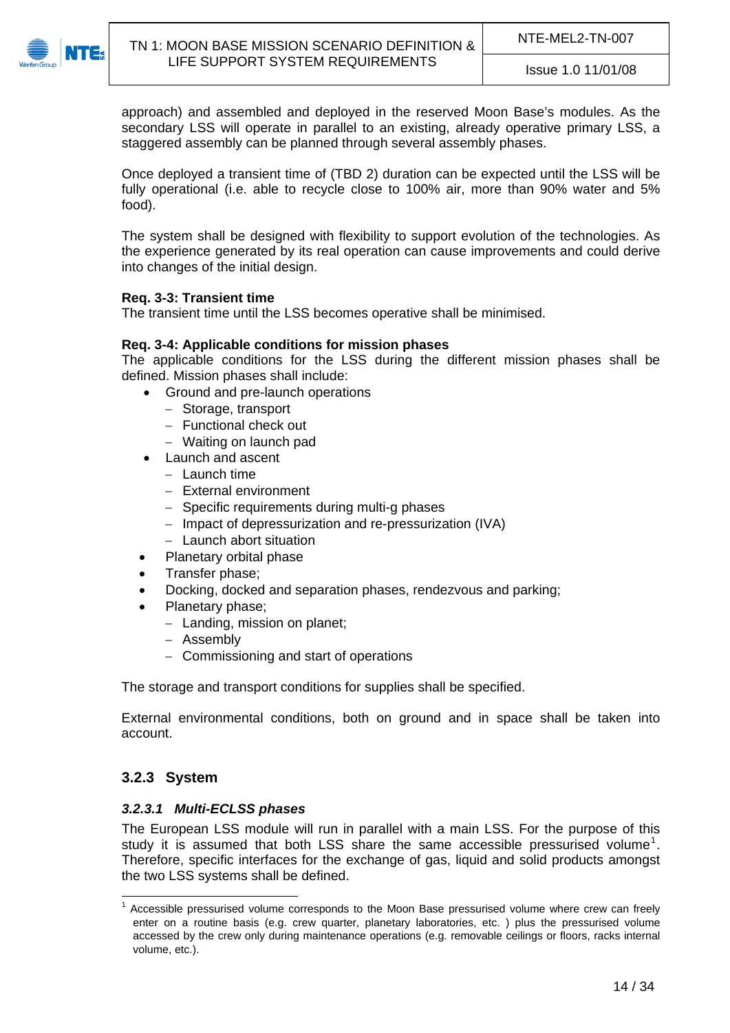approach) and assembled and deployed in the reserved Moon Base's modules. As the secondary LSS will operate in parallel to an existing, already operative primary LSS, a staggered assembly can be planned through several assembly phases.

Once deployed a transient time of (TBD 2) duration can be expected until the LSS will be fully operational (i.e. able to recycle close to 100% air, more than 90% water and 5% food).

The system shall be designed with flexibility to support evolution of the technologies. As the experience generated by its real operation can cause improvements and could derive into changes of the initial design.

**Req. 3-3: Transient time**
The transient time until the LSS becomes operative shall be minimised.

**Req. 3-4: Applicable conditions for mission phases**
The applicable conditions for the LSS during the different mission phases shall be defined. Mission phases shall include:

- Ground and pre-launch operations
  - Storage, transport
  - Functional check out
  - Waiting on launch pad
- Launch and ascent
  - Launch time
  - External environment
  - Specific requirements during multi-g phases
  - Impact of depressurization and re-pressurization (IVA)
  - Launch abort situation
- Planetary orbital phase
- Transfer phase;
- Docking, docked and separation phases, rendezvous and parking;
- Planetary phase;
  - Landing, mission on planet;
  - Assembly
  - Commissioning and start of operations

The storage and transport conditions for supplies shall be specified.

External environmental conditions, both on ground and in space shall be taken into account.

### 3.2.3 System

#### *3.2.3.1 Multi-ECLSS phases*

The European LSS module will run in parallel with a main LSS. For the purpose of this study it is assumed that both LSS share the same accessible pressurised volume[1]. Therefore, specific interfaces for the exchange of gas, liquid and solid products amongst the two LSS systems shall be defined.

[1] Accessible pressurised volume corresponds to the Moon Base pressurised volume where crew can freely enter on a routine basis (e.g. crew quarter, planetary laboratories, etc. ) plus the pressurised volume accessed by the crew only during maintenance operations (e.g. removable ceilings or floors, racks internal volume, etc.).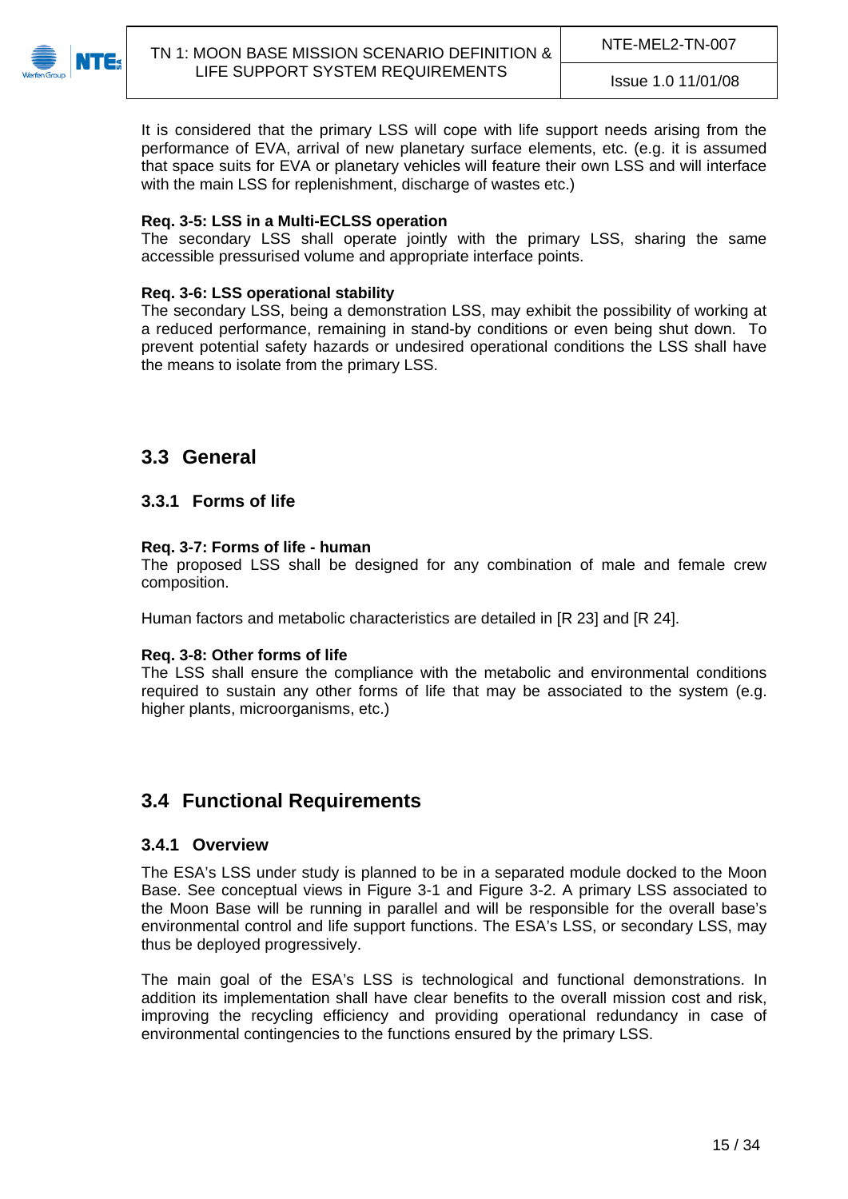It is considered that the primary LSS will cope with life support needs arising from the performance of EVA, arrival of new planetary surface elements, etc. (e.g. it is assumed that space suits for EVA or planetary vehicles will feature their own LSS and will interface with the main LSS for replenishment, discharge of wastes etc.)

**Req. 3-5: LSS in a Multi-ECLSS operation**
The secondary LSS shall operate jointly with the primary LSS, sharing the same accessible pressurised volume and appropriate interface points.

**Req. 3-6: LSS operational stability**
The secondary LSS, being a demonstration LSS, may exhibit the possibility of working at a reduced performance, remaining in stand-by conditions or even being shut down. To prevent potential safety hazards or undesired operational conditions the LSS shall have the means to isolate from the primary LSS.

## 3.3 General

### 3.3.1 Forms of life

**Req. 3-7: Forms of life - human**
The proposed LSS shall be designed for any combination of male and female crew composition.

Human factors and metabolic characteristics are detailed in [R 23] and [R 24].

**Req. 3-8: Other forms of life**
The LSS shall ensure the compliance with the metabolic and environmental conditions required to sustain any other forms of life that may be associated to the system (e.g. higher plants, microorganisms, etc.)

## 3.4 Functional Requirements

### 3.4.1 Overview

The ESA's LSS under study is planned to be in a separated module docked to the Moon Base. See conceptual views in Figure 3-1 and Figure 3-2. A primary LSS associated to the Moon Base will be running in parallel and will be responsible for the overall base's environmental control and life support functions. The ESA's LSS, or secondary LSS, may thus be deployed progressively.

The main goal of the ESA's LSS is technological and functional demonstrations. In addition its implementation shall have clear benefits to the overall mission cost and risk, improving the recycling efficiency and providing operational redundancy in case of environmental contingencies to the functions ensured by the primary LSS.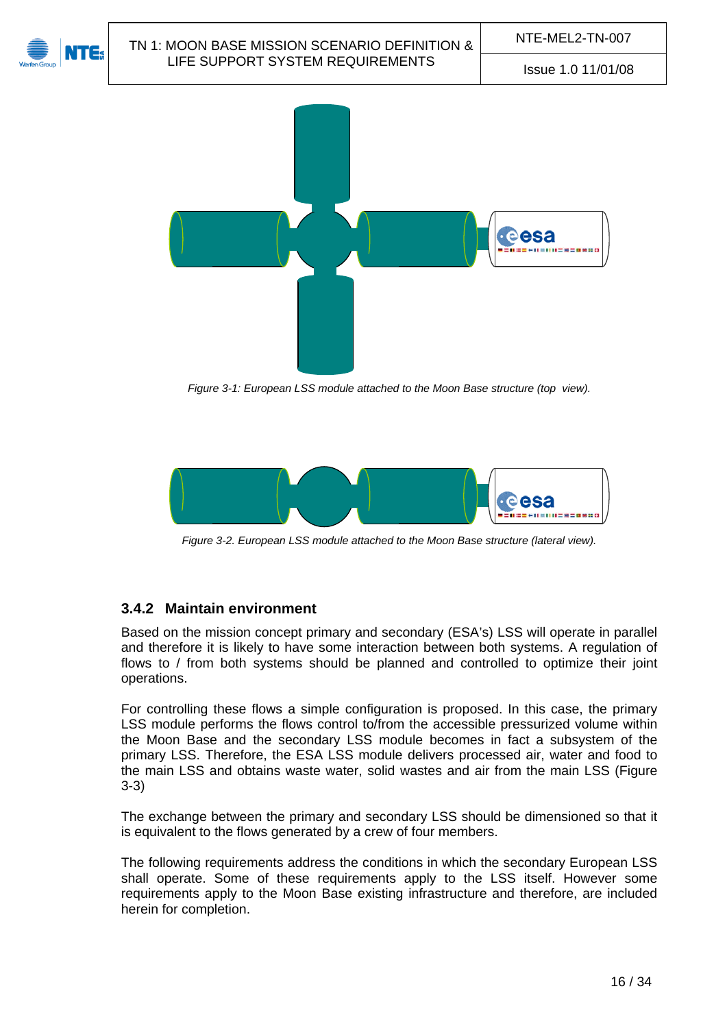*Figure 3-1: European LSS module attached to the Moon Base structure (top view).*

*Figure 3-2. European LSS module attached to the Moon Base structure (lateral view).*

### 3.4.2 Maintain environment

Based on the mission concept primary and secondary (ESA's) LSS will operate in parallel and therefore it is likely to have some interaction between both systems. A regulation of flows to / from both systems should be planned and controlled to optimize their joint operations.

For controlling these flows a simple configuration is proposed. In this case, the primary LSS module performs the flows control to/from the accessible pressurized volume within the Moon Base and the secondary LSS module becomes in fact a subsystem of the primary LSS. Therefore, the ESA LSS module delivers processed air, water and food to the main LSS and obtains waste water, solid wastes and air from the main LSS (Figure 3-3)

The exchange between the primary and secondary LSS should be dimensioned so that it is equivalent to the flows generated by a crew of four members.

The following requirements address the conditions in which the secondary European LSS shall operate. Some of these requirements apply to the LSS itself. However some requirements apply to the Moon Base existing infrastructure and therefore, are included herein for completion.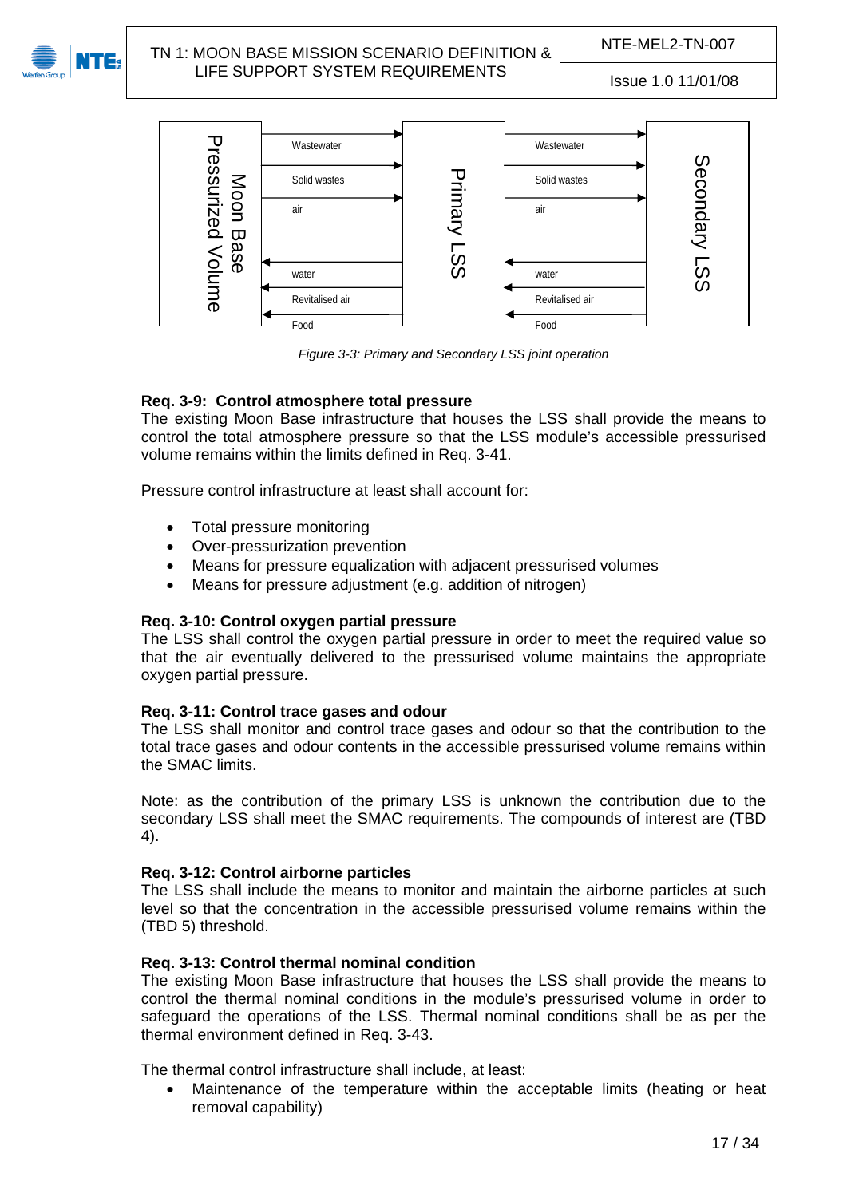| Moon Base Pressurized Volume | Flow | Primary LSS | Flow | Secondary LSS |
|---|---|---|---|---|
| | Wastewater → | | Wastewater → | |
| | Solid wastes → | | Solid wastes → | |
| | air → | | air → | |
| | ← water | | ← water | |
| | ← Revitalised air | | ← Revitalised air | |
| | ← Food | | ← Food | |

*Figure 3-3: Primary and Secondary LSS joint operation*

**Req. 3-9: Control atmosphere total pressure**
The existing Moon Base infrastructure that houses the LSS shall provide the means to control the total atmosphere pressure so that the LSS module's accessible pressurised volume remains within the limits defined in Req. 3-41.

Pressure control infrastructure at least shall account for:

- Total pressure monitoring
- Over-pressurization prevention
- Means for pressure equalization with adjacent pressurised volumes
- Means for pressure adjustment (e.g. addition of nitrogen)

**Req. 3-10: Control oxygen partial pressure**
The LSS shall control the oxygen partial pressure in order to meet the required value so that the air eventually delivered to the pressurised volume maintains the appropriate oxygen partial pressure.

**Req. 3-11: Control trace gases and odour**
The LSS shall monitor and control trace gases and odour so that the contribution to the total trace gases and odour contents in the accessible pressurised volume remains within the SMAC limits.

Note: as the contribution of the primary LSS is unknown the contribution due to the secondary LSS shall meet the SMAC requirements. The compounds of interest are (TBD 4).

**Req. 3-12: Control airborne particles**
The LSS shall include the means to monitor and maintain the airborne particles at such level so that the concentration in the accessible pressurised volume remains within the (TBD 5) threshold.

**Req. 3-13: Control thermal nominal condition**
The existing Moon Base infrastructure that houses the LSS shall provide the means to control the thermal nominal conditions in the module's pressurised volume in order to safeguard the operations of the LSS. Thermal nominal conditions shall be as per the thermal environment defined in Req. 3-43.

The thermal control infrastructure shall include, at least:

- Maintenance of the temperature within the acceptable limits (heating or heat removal capability)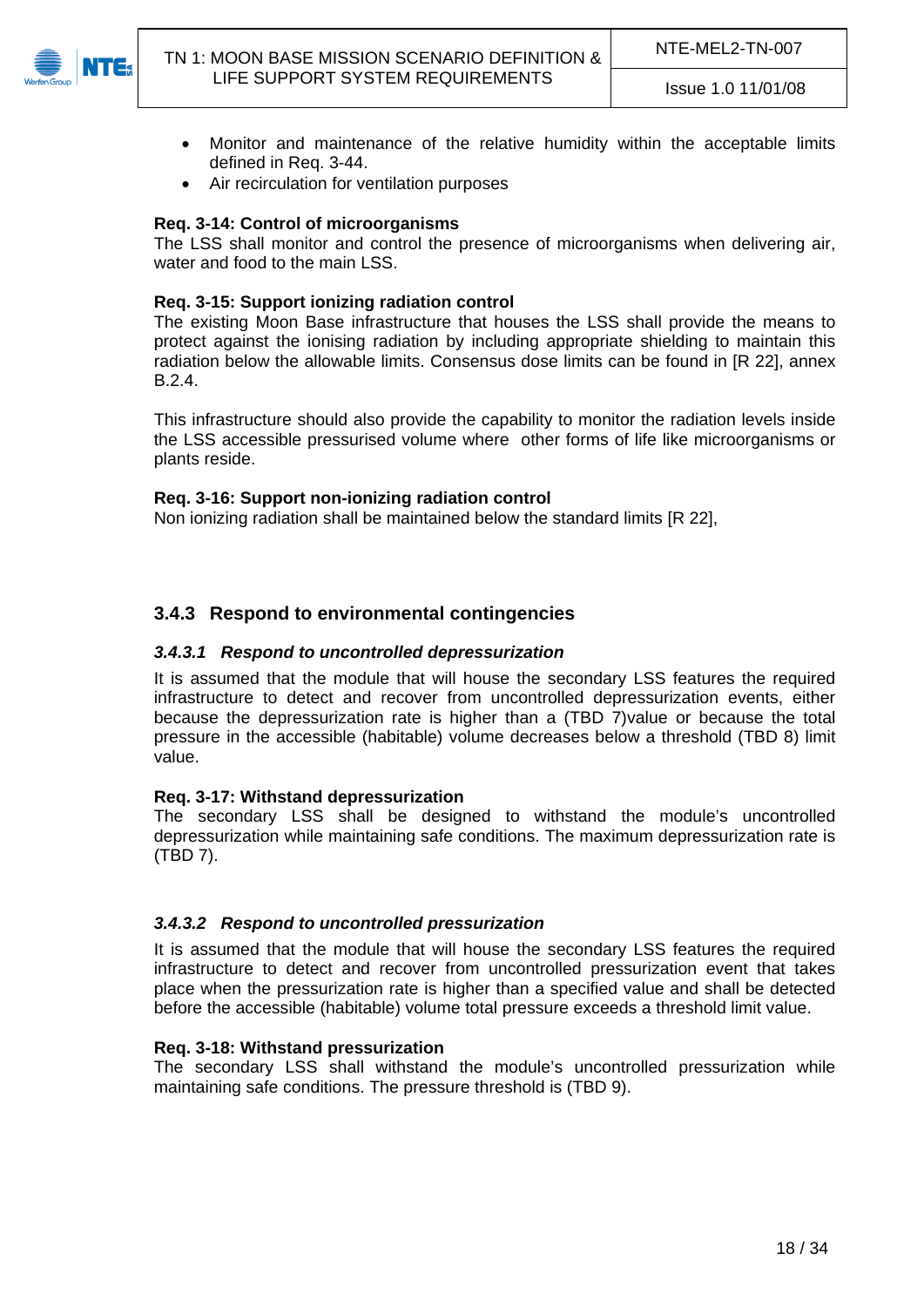- Monitor and maintenance of the relative humidity within the acceptable limits defined in Req. 3-44.
- Air recirculation for ventilation purposes

**Req. 3-14: Control of microorganisms**
The LSS shall monitor and control the presence of microorganisms when delivering air, water and food to the main LSS.

**Req. 3-15: Support ionizing radiation control**
The existing Moon Base infrastructure that houses the LSS shall provide the means to protect against the ionising radiation by including appropriate shielding to maintain this radiation below the allowable limits. Consensus dose limits can be found in [R 22], annex B.2.4.

This infrastructure should also provide the capability to monitor the radiation levels inside the LSS accessible pressurised volume where other forms of life like microorganisms or plants reside.

**Req. 3-16: Support non-ionizing radiation control**
Non ionizing radiation shall be maintained below the standard limits [R 22],

### 3.4.3 Respond to environmental contingencies

#### *3.4.3.1 Respond to uncontrolled depressurization*

It is assumed that the module that will house the secondary LSS features the required infrastructure to detect and recover from uncontrolled depressurization events, either because the depressurization rate is higher than a (TBD 7)value or because the total pressure in the accessible (habitable) volume decreases below a threshold (TBD 8) limit value.

**Req. 3-17: Withstand depressurization**
The secondary LSS shall be designed to withstand the module's uncontrolled depressurization while maintaining safe conditions. The maximum depressurization rate is (TBD 7).

#### *3.4.3.2 Respond to uncontrolled pressurization*

It is assumed that the module that will house the secondary LSS features the required infrastructure to detect and recover from uncontrolled pressurization event that takes place when the pressurization rate is higher than a specified value and shall be detected before the accessible (habitable) volume total pressure exceeds a threshold limit value.

**Req. 3-18: Withstand pressurization**
The secondary LSS shall withstand the module's uncontrolled pressurization while maintaining safe conditions. The pressure threshold is (TBD 9).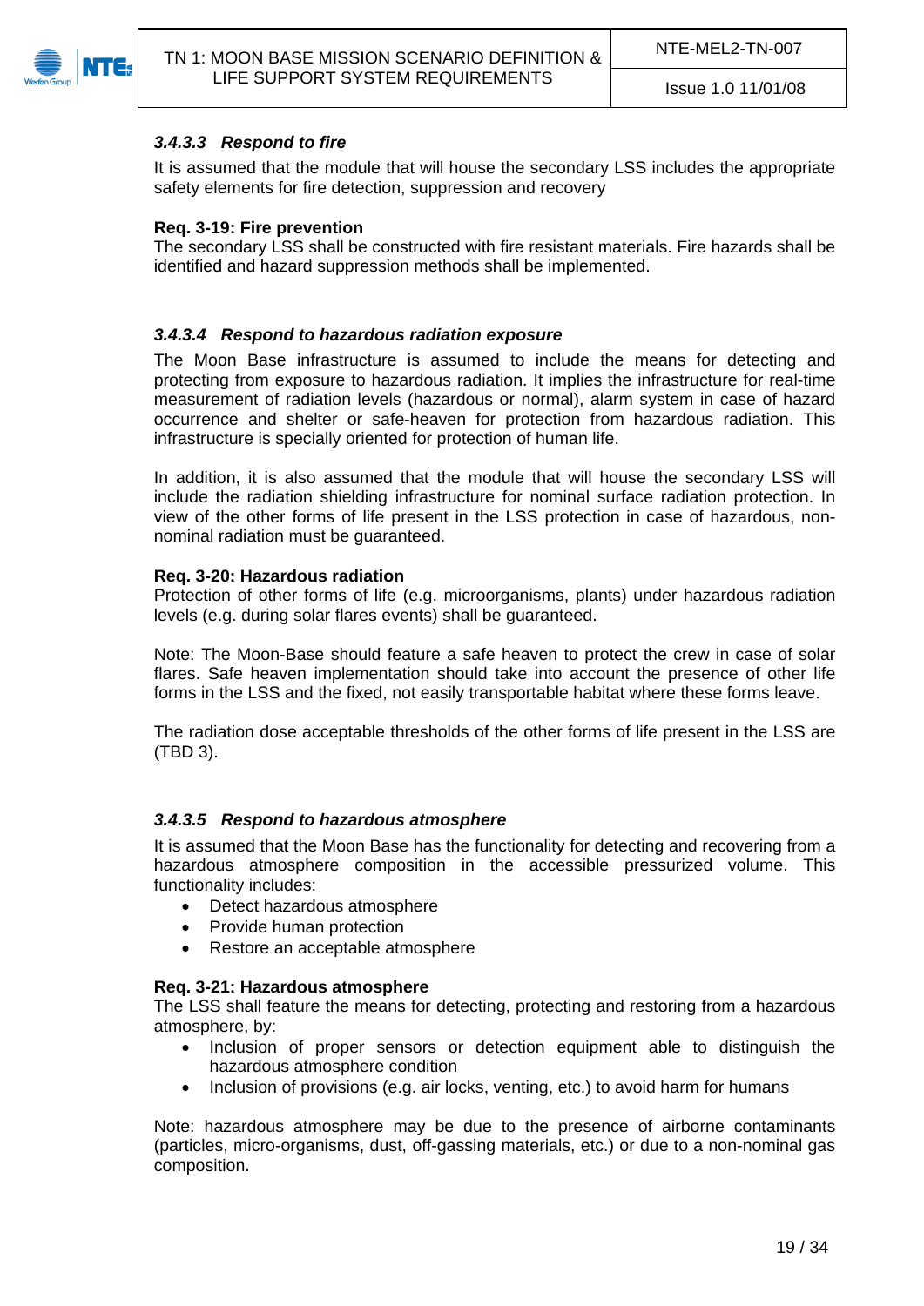#### *3.4.3.3 Respond to fire*

It is assumed that the module that will house the secondary LSS includes the appropriate safety elements for fire detection, suppression and recovery

**Req. 3-19: Fire prevention**
The secondary LSS shall be constructed with fire resistant materials. Fire hazards shall be identified and hazard suppression methods shall be implemented.

#### *3.4.3.4 Respond to hazardous radiation exposure*

The Moon Base infrastructure is assumed to include the means for detecting and protecting from exposure to hazardous radiation. It implies the infrastructure for real-time measurement of radiation levels (hazardous or normal), alarm system in case of hazard occurrence and shelter or safe-heaven for protection from hazardous radiation. This infrastructure is specially oriented for protection of human life.

In addition, it is also assumed that the module that will house the secondary LSS will include the radiation shielding infrastructure for nominal surface radiation protection. In view of the other forms of life present in the LSS protection in case of hazardous, non-nominal radiation must be guaranteed.

**Req. 3-20: Hazardous radiation**
Protection of other forms of life (e.g. microorganisms, plants) under hazardous radiation levels (e.g. during solar flares events) shall be guaranteed.

Note: The Moon-Base should feature a safe heaven to protect the crew in case of solar flares. Safe heaven implementation should take into account the presence of other life forms in the LSS and the fixed, not easily transportable habitat where these forms leave.

The radiation dose acceptable thresholds of the other forms of life present in the LSS are (TBD 3).

#### *3.4.3.5 Respond to hazardous atmosphere*

It is assumed that the Moon Base has the functionality for detecting and recovering from a hazardous atmosphere composition in the accessible pressurized volume. This functionality includes:

- Detect hazardous atmosphere
- Provide human protection
- Restore an acceptable atmosphere

**Req. 3-21: Hazardous atmosphere**
The LSS shall feature the means for detecting, protecting and restoring from a hazardous atmosphere, by:

- Inclusion of proper sensors or detection equipment able to distinguish the hazardous atmosphere condition
- Inclusion of provisions (e.g. air locks, venting, etc.) to avoid harm for humans

Note: hazardous atmosphere may be due to the presence of airborne contaminants (particles, micro-organisms, dust, off-gassing materials, etc.) or due to a non-nominal gas composition.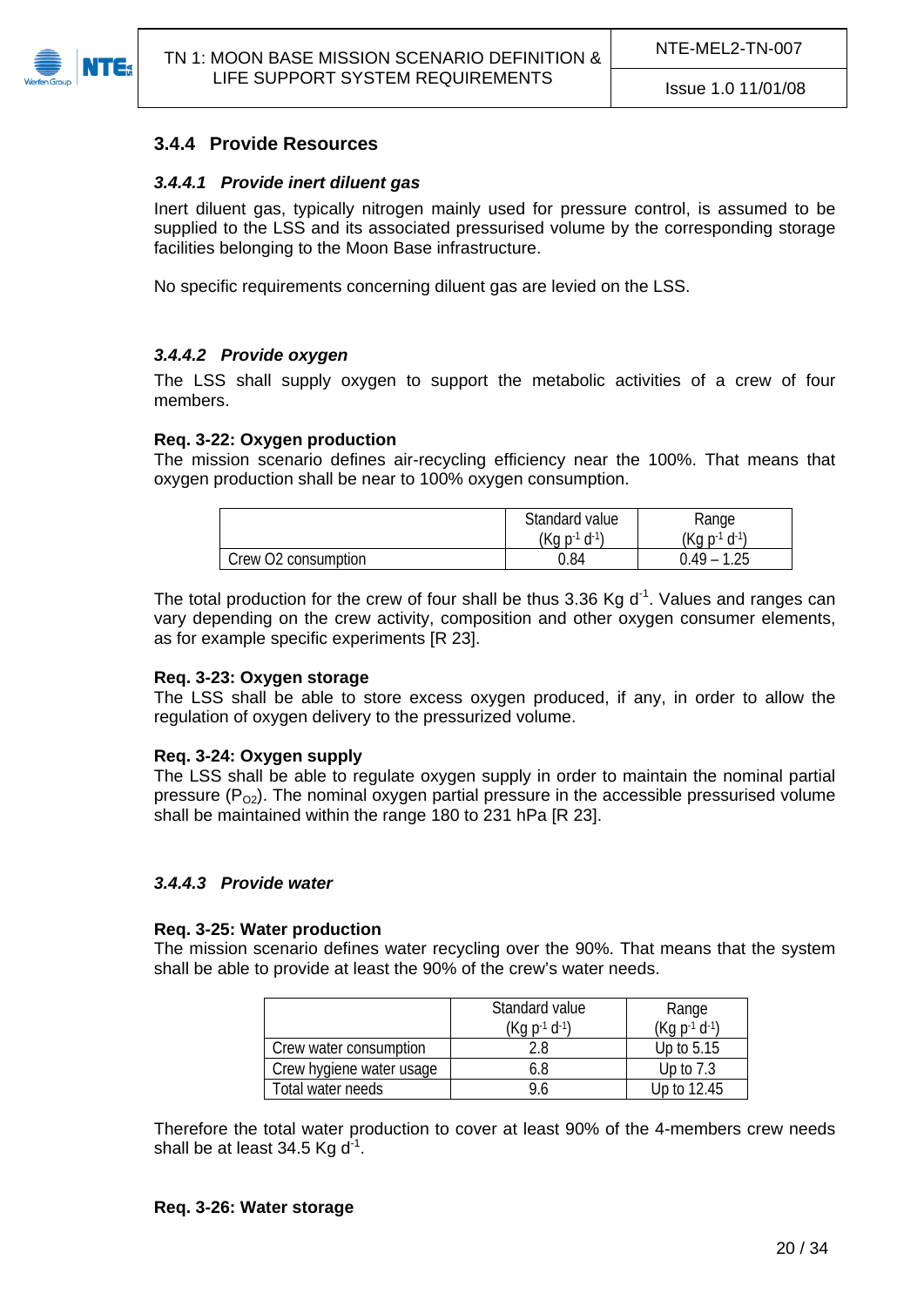### 3.4.4 Provide Resources

#### *3.4.4.1 Provide inert diluent gas*

Inert diluent gas, typically nitrogen mainly used for pressure control, is assumed to be supplied to the LSS and its associated pressurised volume by the corresponding storage facilities belonging to the Moon Base infrastructure.

No specific requirements concerning diluent gas are levied on the LSS.

#### *3.4.4.2 Provide oxygen*

The LSS shall supply oxygen to support the metabolic activities of a crew of four members.

**Req. 3-22: Oxygen production**

The mission scenario defines air-recycling efficiency near the 100%. That means that oxygen production shall be near to 100% oxygen consumption.

| | Standard value ($Kg\ p^{-1}\ d^{-1}$) | Range ($Kg\ p^{-1}\ d^{-1}$) |
|---|---|---|
| Crew O2 consumption | 0.84 | 0.49 – 1.25 |

The total production for the crew of four shall be thus 3.36 $Kg\ d^{-1}$. Values and ranges can vary depending on the crew activity, composition and other oxygen consumer elements, as for example specific experiments [R 23].

**Req. 3-23: Oxygen storage**

The LSS shall be able to store excess oxygen produced, if any, in order to allow the regulation of oxygen delivery to the pressurized volume.

**Req. 3-24: Oxygen supply**

The LSS shall be able to regulate oxygen supply in order to maintain the nominal partial pressure ($P_{O2}$). The nominal oxygen partial pressure in the accessible pressurised volume shall be maintained within the range 180 to 231 hPa [R 23].

#### *3.4.4.3 Provide water*

**Req. 3-25: Water production**

The mission scenario defines water recycling over the 90%. That means that the system shall be able to provide at least the 90% of the crew's water needs.

| | Standard value ($Kg\ p^{-1}\ d^{-1}$) | Range ($Kg\ p^{-1}\ d^{-1}$) |
|---|---|---|
| Crew water consumption | 2.8 | Up to 5.15 |
| Crew hygiene water usage | 6.8 | Up to 7.3 |
| Total water needs | 9.6 | Up to 12.45 |

Therefore the total water production to cover at least 90% of the 4-members crew needs shall be at least 34.5 $Kg\ d^{-1}$.

**Req. 3-26: Water storage**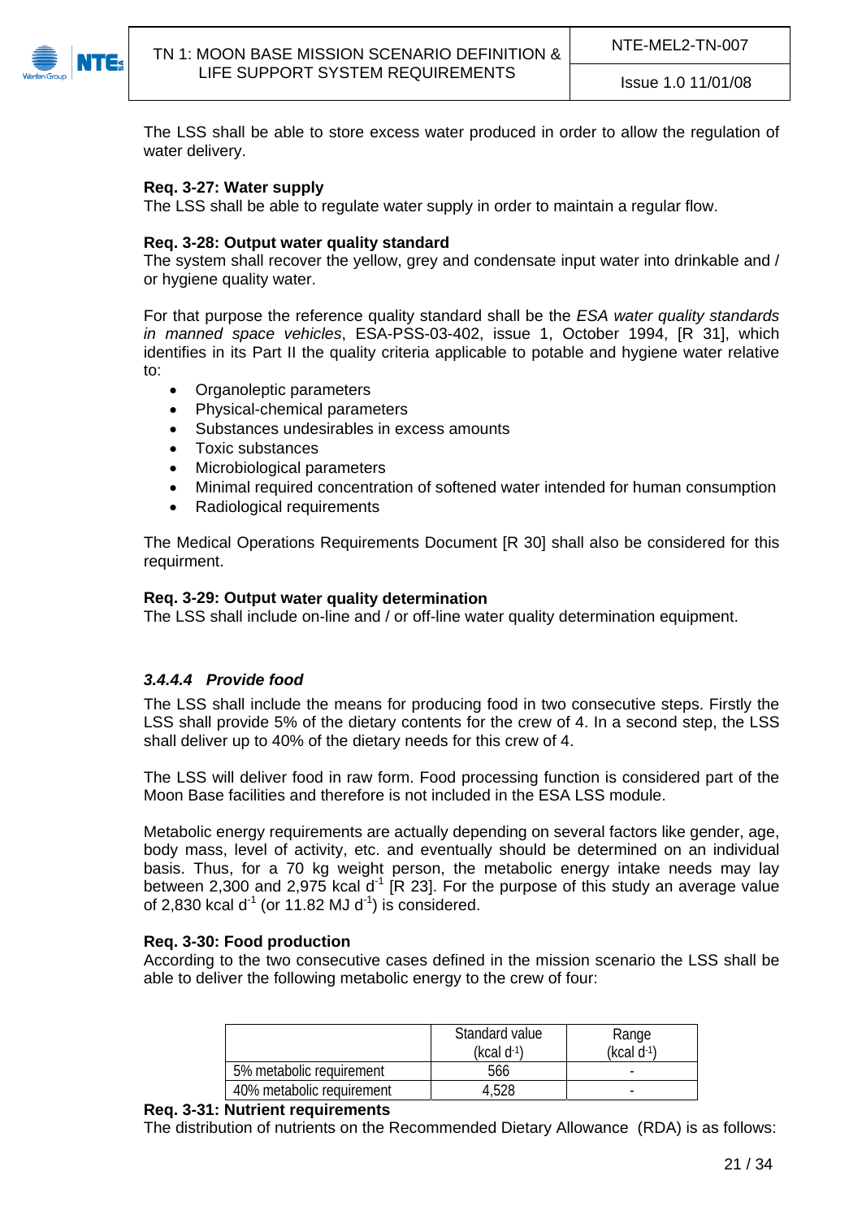The LSS shall be able to store excess water produced in order to allow the regulation of water delivery.

**Req. 3-27: Water supply**
The LSS shall be able to regulate water supply in order to maintain a regular flow.

**Req. 3-28: Output water quality standard**
The system shall recover the yellow, grey and condensate input water into drinkable and / or hygiene quality water.

For that purpose the reference quality standard shall be the *ESA water quality standards in manned space vehicles*, ESA-PSS-03-402, issue 1, October 1994, [R 31], which identifies in its Part II the quality criteria applicable to potable and hygiene water relative to:

- Organoleptic parameters
- Physical-chemical parameters
- Substances undesirables in excess amounts
- Toxic substances
- Microbiological parameters
- Minimal required concentration of softened water intended for human consumption
- Radiological requirements

The Medical Operations Requirements Document [R 30] shall also be considered for this requirment.

**Req. 3-29: Output water quality determination**
The LSS shall include on-line and / or off-line water quality determination equipment.

#### *3.4.4.4 Provide food*

The LSS shall include the means for producing food in two consecutive steps. Firstly the LSS shall provide 5% of the dietary contents for the crew of 4. In a second step, the LSS shall deliver up to 40% of the dietary needs for this crew of 4.

The LSS will deliver food in raw form. Food processing function is considered part of the Moon Base facilities and therefore is not included in the ESA LSS module.

Metabolic energy requirements are actually depending on several factors like gender, age, body mass, level of activity, etc. and eventually should be determined on an individual basis. Thus, for a 70 kg weight person, the metabolic energy intake needs may lay between 2,300 and 2,975 kcal $d^{-1}$ [R 23]. For the purpose of this study an average value of 2,830 kcal $d^{-1}$ (or 11.82 MJ $d^{-1}$) is considered.

**Req. 3-30: Food production**
According to the two consecutive cases defined in the mission scenario the LSS shall be able to deliver the following metabolic energy to the crew of four:

| | Standard value (kcal $d^{-1}$) | Range (kcal $d^{-1}$) |
|---|---|---|
| 5% metabolic requirement | 566 | - |
| 40% metabolic requirement | 4,528 | - |

**Req. 3-31: Nutrient requirements**
The distribution of nutrients on the Recommended Dietary Allowance (RDA) is as follows: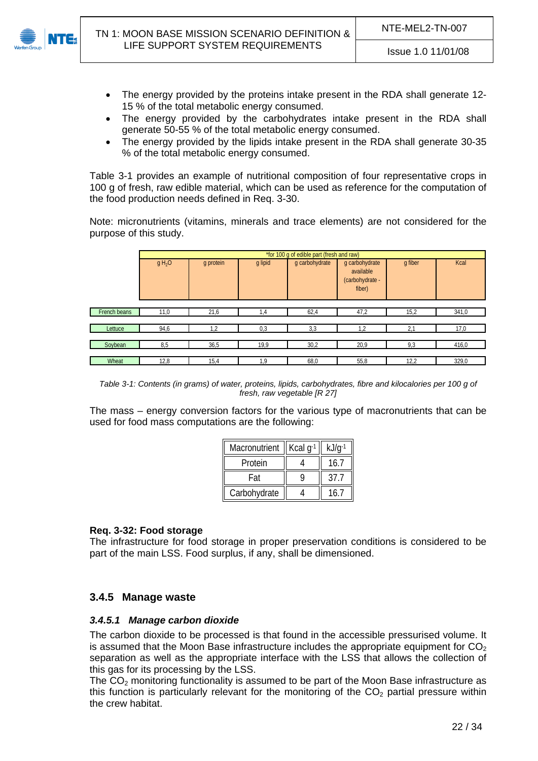- The energy provided by the proteins intake present in the RDA shall generate 12-15 % of the total metabolic energy consumed.
- The energy provided by the carbohydrates intake present in the RDA shall generate 50-55 % of the total metabolic energy consumed.
- The energy provided by the lipids intake present in the RDA shall generate 30-35 % of the total metabolic energy consumed.

Table 3-1 provides an example of nutritional composition of four representative crops in 100 g of fresh, raw edible material, which can be used as reference for the computation of the food production needs defined in Req. 3-30.

Note: micronutrients (vitamins, minerals and trace elements) are not considered for the purpose of this study.

| | *for 100 g of edible part (fresh and raw) | | | | | | |
|---|---|---|---|---|---|---|---|
| | g $H_2O$ | g protein | g lipid | g carbohydrate | g carbohydrate available (carbohydrate - fiber) | g fiber | Kcal |
| French beans | 11,0 | 21,6 | 1,4 | 62,4 | 47,2 | 15,2 | 341,0 |
| Lettuce | 94,6 | 1,2 | 0,3 | 3,3 | 1,2 | 2,1 | 17,0 |
| Soybean | 8,5 | 36,5 | 19,9 | 30,2 | 20,9 | 9,3 | 416,0 |
| Wheat | 12,8 | 15,4 | 1,9 | 68,0 | 55,8 | 12,2 | 329,0 |

*Table 3-1: Contents (in grams) of water, proteins, lipids, carbohydrates, fibre and kilocalories per 100 g of fresh, raw vegetable [R 27]*

The mass – energy conversion factors for the various type of macronutrients that can be used for food mass computations are the following:

| Macronutrient | Kcal $g^{-1}$ | kJ/$g^{-1}$ |
|---|---|---|
| Protein | 4 | 16.7 |
| Fat | 9 | 37.7 |
| Carbohydrate | 4 | 16.7 |

**Req. 3-32: Food storage**

The infrastructure for food storage in proper preservation conditions is considered to be part of the main LSS. Food surplus, if any, shall be dimensioned.

### 3.4.5 Manage waste

#### *3.4.5.1 Manage carbon dioxide*

The carbon dioxide to be processed is that found in the accessible pressurised volume. It is assumed that the Moon Base infrastructure includes the appropriate equipment for $CO_2$ separation as well as the appropriate interface with the LSS that allows the collection of this gas for its processing by the LSS.

The $CO_2$ monitoring functionality is assumed to be part of the Moon Base infrastructure as this function is particularly relevant for the monitoring of the $CO_2$ partial pressure within the crew habitat.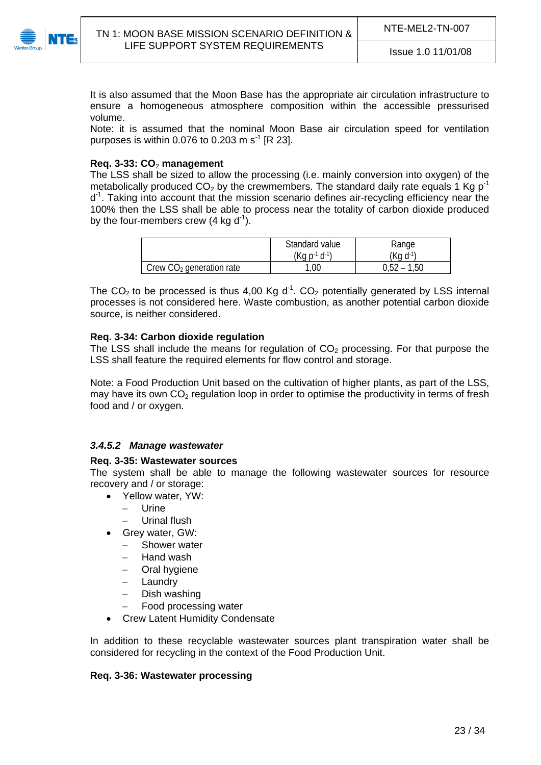It is also assumed that the Moon Base has the appropriate air circulation infrastructure to ensure a homogeneous atmosphere composition within the accessible pressurised volume.
Note: it is assumed that the nominal Moon Base air circulation speed for ventilation purposes is within 0.076 to 0.203 m $s^{-1}$ [R 23].

**Req. 3-33: $CO_2$ management**
The LSS shall be sized to allow the processing (i.e. mainly conversion into oxygen) of the metabolically produced $CO_2$ by the crewmembers. The standard daily rate equals 1 Kg $p^{-1}$ $d^{-1}$. Taking into account that the mission scenario defines air-recycling efficiency near the 100% then the LSS shall be able to process near the totality of carbon dioxide produced by the four-members crew (4 kg $d^{-1}$).

| | Standard value (Kg $p^{-1}$ $d^{-1}$) | Range (Kg $d^{-1}$) |
|---|---|---|
| Crew $CO_2$ generation rate | 1,00 | 0,52 – 1,50 |

The $CO_2$ to be processed is thus 4,00 Kg $d^{-1}$. $CO_2$ potentially generated by LSS internal processes is not considered here. Waste combustion, as another potential carbon dioxide source, is neither considered.

**Req. 3-34: Carbon dioxide regulation**
The LSS shall include the means for regulation of $CO_2$ processing. For that purpose the LSS shall feature the required elements for flow control and storage.

Note: a Food Production Unit based on the cultivation of higher plants, as part of the LSS, may have its own $CO_2$ regulation loop in order to optimise the productivity in terms of fresh food and / or oxygen.

### *3.4.5.2 Manage wastewater*

**Req. 3-35: Wastewater sources**
The system shall be able to manage the following wastewater sources for resource recovery and / or storage:

- Yellow water, YW:
  - Urine
  - Urinal flush
- Grey water, GW:
  - Shower water
  - Hand wash
  - Oral hygiene
  - Laundry
  - Dish washing
  - Food processing water
- Crew Latent Humidity Condensate

In addition to these recyclable wastewater sources plant transpiration water shall be considered for recycling in the context of the Food Production Unit.

**Req. 3-36: Wastewater processing**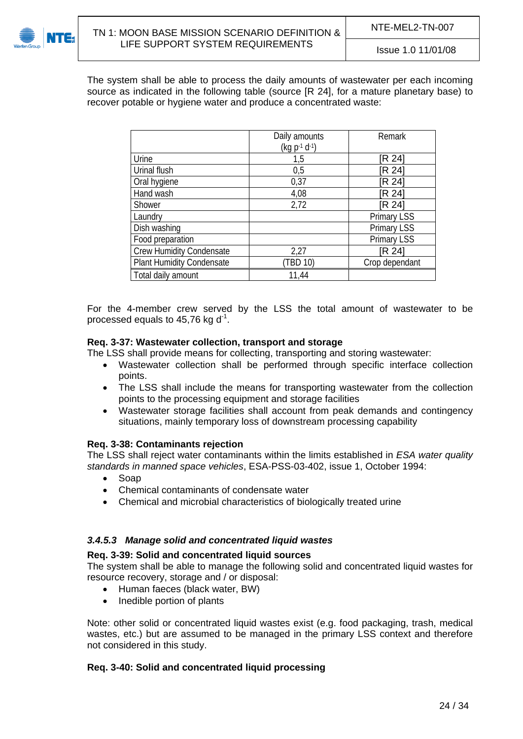The system shall be able to process the daily amounts of wastewater per each incoming source as indicated in the following table (source [R 24], for a mature planetary base) to recover potable or hygiene water and produce a concentrated waste:

| | Daily amounts (kg $p^{-1}$ $d^{-1}$) | Remark |
|---|---|---|
| Urine | 1,5 | [R 24] |
| Urinal flush | 0,5 | [R 24] |
| Oral hygiene | 0,37 | [R 24] |
| Hand wash | 4,08 | [R 24] |
| Shower | 2,72 | [R 24] |
| Laundry | | Primary LSS |
| Dish washing | | Primary LSS |
| Food preparation | | Primary LSS |
| Crew Humidity Condensate | 2,27 | [R 24] |
| Plant Humidity Condensate | (TBD 10) | Crop dependant |
| Total daily amount | 11,44 | |

For the 4-member crew served by the LSS the total amount of wastewater to be processed equals to 45,76 kg $d^{-1}$.

**Req. 3-37: Wastewater collection, transport and storage**

The LSS shall provide means for collecting, transporting and storing wastewater:

- Wastewater collection shall be performed through specific interface collection points.
- The LSS shall include the means for transporting wastewater from the collection points to the processing equipment and storage facilities
- Wastewater storage facilities shall account from peak demands and contingency situations, mainly temporary loss of downstream processing capability

**Req. 3-38: Contaminants rejection**

The LSS shall reject water contaminants within the limits established in *ESA water quality standards in manned space vehicles*, ESA-PSS-03-402, issue 1, October 1994:

- Soap
- Chemical contaminants of condensate water
- Chemical and microbial characteristics of biologically treated urine

### *3.4.5.3 Manage solid and concentrated liquid wastes*

**Req. 3-39: Solid and concentrated liquid sources**

The system shall be able to manage the following solid and concentrated liquid wastes for resource recovery, storage and / or disposal:

- Human faeces (black water, BW)
- Inedible portion of plants

Note: other solid or concentrated liquid wastes exist (e.g. food packaging, trash, medical wastes, etc.) but are assumed to be managed in the primary LSS context and therefore not considered in this study.

**Req. 3-40: Solid and concentrated liquid processing**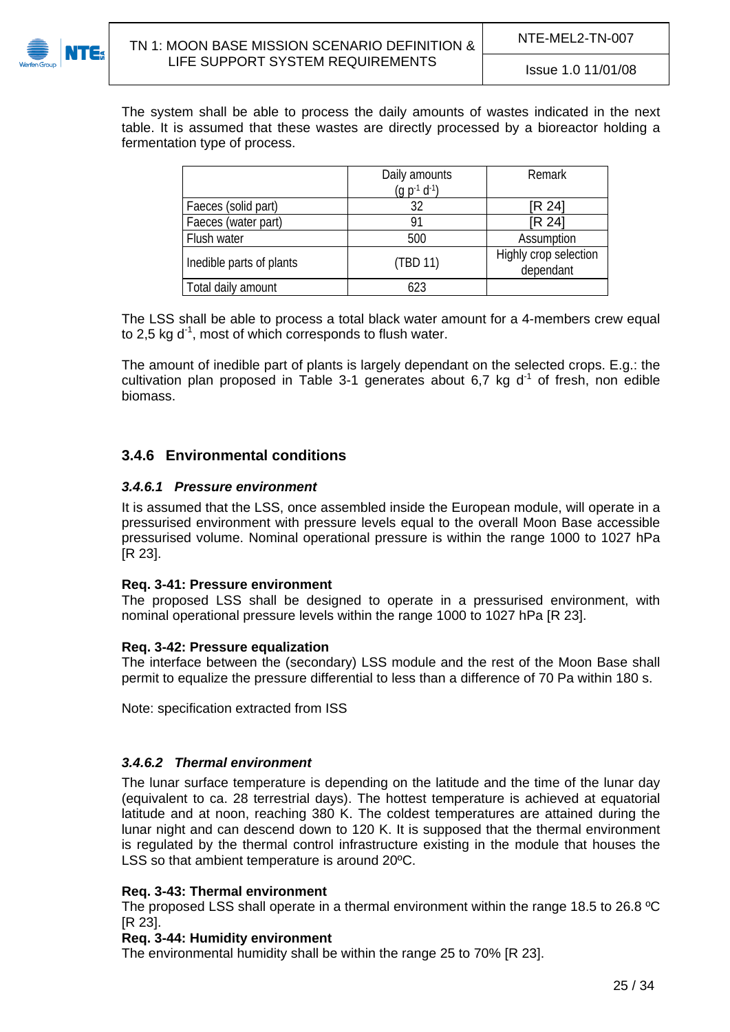The system shall be able to process the daily amounts of wastes indicated in the next table. It is assumed that these wastes are directly processed by a bioreactor holding a fermentation type of process.

| | Daily amounts ($g\ p^{-1}\ d^{-1}$) | Remark |
|---|---|---|
| Faeces (solid part) | 32 | [R 24] |
| Faeces (water part) | 91 | [R 24] |
| Flush water | 500 | Assumption |
| Inedible parts of plants | (TBD 11) | Highly crop selection dependant |
| Total daily amount | 623 | |

The LSS shall be able to process a total black water amount for a 4-members crew equal to 2,5 kg $d^{-1}$, most of which corresponds to flush water.

The amount of inedible part of plants is largely dependant on the selected crops. E.g.: the cultivation plan proposed in Table 3-1 generates about 6,7 kg $d^{-1}$ of fresh, non edible biomass.

### 3.4.6 Environmental conditions

#### *3.4.6.1 Pressure environment*

It is assumed that the LSS, once assembled inside the European module, will operate in a pressurised environment with pressure levels equal to the overall Moon Base accessible pressurised volume. Nominal operational pressure is within the range 1000 to 1027 hPa [R 23].

**Req. 3-41: Pressure environment**
The proposed LSS shall be designed to operate in a pressurised environment, with nominal operational pressure levels within the range 1000 to 1027 hPa [R 23].

**Req. 3-42: Pressure equalization**
The interface between the (secondary) LSS module and the rest of the Moon Base shall permit to equalize the pressure differential to less than a difference of 70 Pa within 180 s.

Note: specification extracted from ISS

#### *3.4.6.2 Thermal environment*

The lunar surface temperature is depending on the latitude and the time of the lunar day (equivalent to ca. 28 terrestrial days). The hottest temperature is achieved at equatorial latitude and at noon, reaching 380 K. The coldest temperatures are attained during the lunar night and can descend down to 120 K. It is supposed that the thermal environment is regulated by the thermal control infrastructure existing in the module that houses the LSS so that ambient temperature is around 20ºC.

**Req. 3-43: Thermal environment**
The proposed LSS shall operate in a thermal environment within the range 18.5 to 26.8 ºC [R 23].

**Req. 3-44: Humidity environment**
The environmental humidity shall be within the range 25 to 70% [R 23].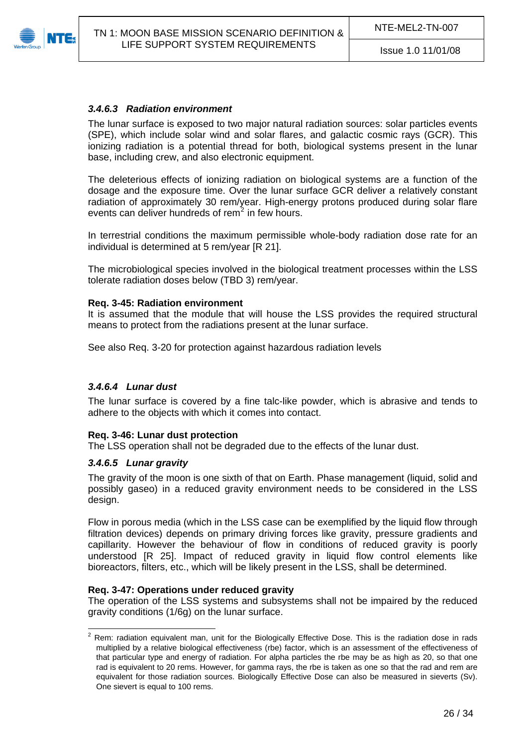#### *3.4.6.3 Radiation environment*

The lunar surface is exposed to two major natural radiation sources: solar particles events (SPE), which include solar wind and solar flares, and galactic cosmic rays (GCR). This ionizing radiation is a potential thread for both, biological systems present in the lunar base, including crew, and also electronic equipment.

The deleterious effects of ionizing radiation on biological systems are a function of the dosage and the exposure time. Over the lunar surface GCR deliver a relatively constant radiation of approximately 30 rem/year. High-energy protons produced during solar flare events can deliver hundreds of rem[2] in few hours.

In terrestrial conditions the maximum permissible whole-body radiation dose rate for an individual is determined at 5 rem/year [R 21].

The microbiological species involved in the biological treatment processes within the LSS tolerate radiation doses below (TBD 3) rem/year.

**Req. 3-45: Radiation environment**
It is assumed that the module that will house the LSS provides the required structural means to protect from the radiations present at the lunar surface.

See also Req. 3-20 for protection against hazardous radiation levels

#### *3.4.6.4 Lunar dust*

The lunar surface is covered by a fine talc-like powder, which is abrasive and tends to adhere to the objects with which it comes into contact.

**Req. 3-46: Lunar dust protection**
The LSS operation shall not be degraded due to the effects of the lunar dust.

#### *3.4.6.5 Lunar gravity*

The gravity of the moon is one sixth of that on Earth. Phase management (liquid, solid and possibly gaseo) in a reduced gravity environment needs to be considered in the LSS design.

Flow in porous media (which in the LSS case can be exemplified by the liquid flow through filtration devices) depends on primary driving forces like gravity, pressure gradients and capillarity. However the behaviour of flow in conditions of reduced gravity is poorly understood [R 25]. Impact of reduced gravity in liquid flow control elements like bioreactors, filters, etc., which will be likely present in the LSS, shall be determined.

**Req. 3-47: Operations under reduced gravity**
The operation of the LSS systems and subsystems shall not be impaired by the reduced gravity conditions (1/6g) on the lunar surface.

---

[2] Rem: radiation equivalent man, unit for the Biologically Effective Dose. This is the radiation dose in rads multiplied by a relative biological effectiveness (rbe) factor, which is an assessment of the effectiveness of that particular type and energy of radiation. For alpha particles the rbe may be as high as 20, so that one rad is equivalent to 20 rems. However, for gamma rays, the rbe is taken as one so that the rad and rem are equivalent for those radiation sources. Biologically Effective Dose can also be measured in sieverts (Sv). One sievert is equal to 100 rems.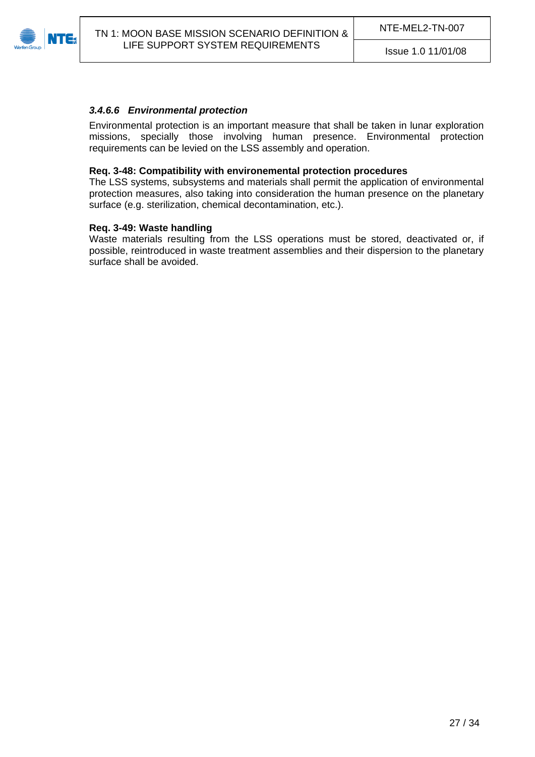#### *3.4.6.6 Environmental protection*

Environmental protection is an important measure that shall be taken in lunar exploration missions, specially those involving human presence. Environmental protection requirements can be levied on the LSS assembly and operation.

**Req. 3-48: Compatibility with environemental protection procedures**
The LSS systems, subsystems and materials shall permit the application of environmental protection measures, also taking into consideration the human presence on the planetary surface (e.g. sterilization, chemical decontamination, etc.).

**Req. 3-49: Waste handling**
Waste materials resulting from the LSS operations must be stored, deactivated or, if possible, reintroduced in waste treatment assemblies and their dispersion to the planetary surface shall be avoided.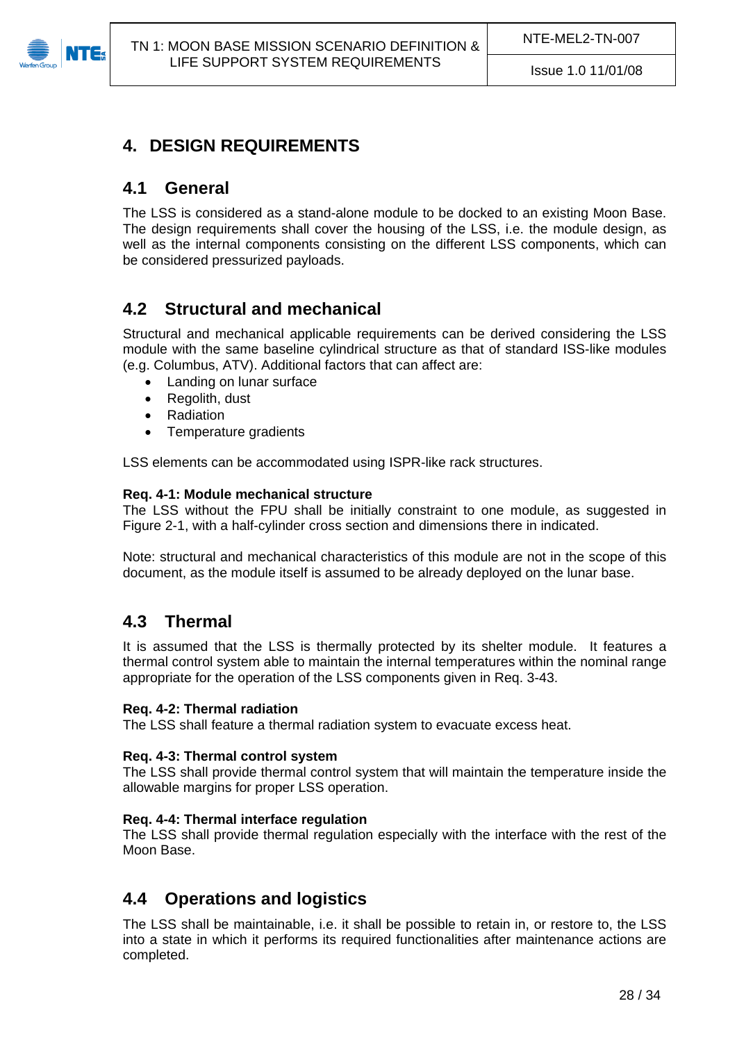# 4. DESIGN REQUIREMENTS

## 4.1 General

The LSS is considered as a stand-alone module to be docked to an existing Moon Base. The design requirements shall cover the housing of the LSS, i.e. the module design, as well as the internal components consisting on the different LSS components, which can be considered pressurized payloads.

## 4.2 Structural and mechanical

Structural and mechanical applicable requirements can be derived considering the LSS module with the same baseline cylindrical structure as that of standard ISS-like modules (e.g. Columbus, ATV). Additional factors that can affect are:

- Landing on lunar surface
- Regolith, dust
- Radiation
- Temperature gradients

LSS elements can be accommodated using ISPR-like rack structures.

**Req. 4-1: Module mechanical structure**
The LSS without the FPU shall be initially constraint to one module, as suggested in Figure 2-1, with a half-cylinder cross section and dimensions there in indicated.

Note: structural and mechanical characteristics of this module are not in the scope of this document, as the module itself is assumed to be already deployed on the lunar base.

## 4.3 Thermal

It is assumed that the LSS is thermally protected by its shelter module. It features a thermal control system able to maintain the internal temperatures within the nominal range appropriate for the operation of the LSS components given in Req. 3-43.

**Req. 4-2: Thermal radiation**
The LSS shall feature a thermal radiation system to evacuate excess heat.

**Req. 4-3: Thermal control system**
The LSS shall provide thermal control system that will maintain the temperature inside the allowable margins for proper LSS operation.

**Req. 4-4: Thermal interface regulation**
The LSS shall provide thermal regulation especially with the interface with the rest of the Moon Base.

## 4.4 Operations and logistics

The LSS shall be maintainable, i.e. it shall be possible to retain in, or restore to, the LSS into a state in which it performs its required functionalities after maintenance actions are completed.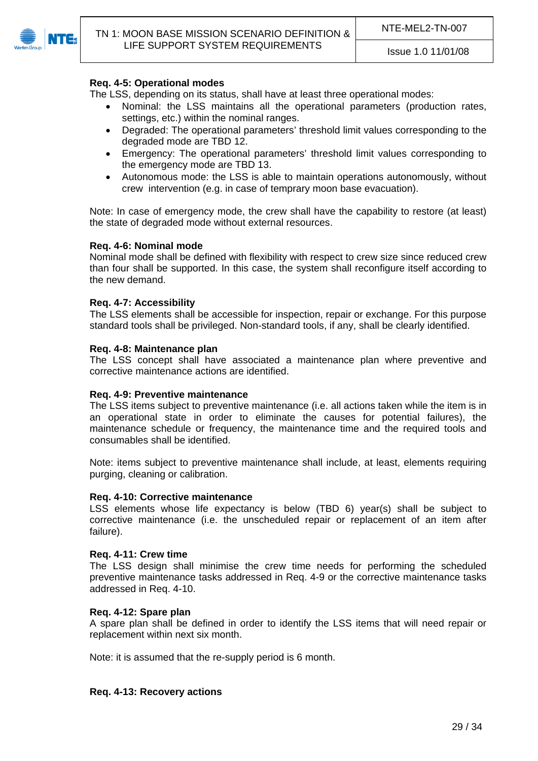**Req. 4-5: Operational modes**

The LSS, depending on its status, shall have at least three operational modes:

- Nominal: the LSS maintains all the operational parameters (production rates, settings, etc.) within the nominal ranges.
- Degraded: The operational parameters' threshold limit values corresponding to the degraded mode are TBD 12.
- Emergency: The operational parameters' threshold limit values corresponding to the emergency mode are TBD 13.
- Autonomous mode: the LSS is able to maintain operations autonomously, without crew intervention (e.g. in case of temprary moon base evacuation).

Note: In case of emergency mode, the crew shall have the capability to restore (at least) the state of degraded mode without external resources.

**Req. 4-6: Nominal mode**

Nominal mode shall be defined with flexibility with respect to crew size since reduced crew than four shall be supported. In this case, the system shall reconfigure itself according to the new demand.

**Req. 4-7: Accessibility**

The LSS elements shall be accessible for inspection, repair or exchange. For this purpose standard tools shall be privileged. Non-standard tools, if any, shall be clearly identified.

**Req. 4-8: Maintenance plan**

The LSS concept shall have associated a maintenance plan where preventive and corrective maintenance actions are identified.

**Req. 4-9: Preventive maintenance**

The LSS items subject to preventive maintenance (i.e. all actions taken while the item is in an operational state in order to eliminate the causes for potential failures), the maintenance schedule or frequency, the maintenance time and the required tools and consumables shall be identified.

Note: items subject to preventive maintenance shall include, at least, elements requiring purging, cleaning or calibration.

**Req. 4-10: Corrective maintenance**

LSS elements whose life expectancy is below (TBD 6) year(s) shall be subject to corrective maintenance (i.e. the unscheduled repair or replacement of an item after failure).

**Req. 4-11: Crew time**

The LSS design shall minimise the crew time needs for performing the scheduled preventive maintenance tasks addressed in Req. 4-9 or the corrective maintenance tasks addressed in Req. 4-10.

**Req. 4-12: Spare plan**

A spare plan shall be defined in order to identify the LSS items that will need repair or replacement within next six month.

Note: it is assumed that the re-supply period is 6 month.

**Req. 4-13: Recovery actions**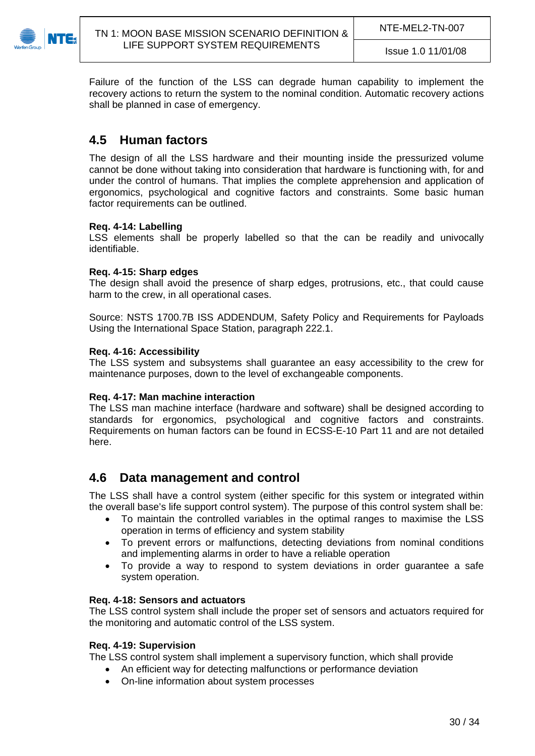Failure of the function of the LSS can degrade human capability to implement the recovery actions to return the system to the nominal condition. Automatic recovery actions shall be planned in case of emergency.

## 4.5 Human factors

The design of all the LSS hardware and their mounting inside the pressurized volume cannot be done without taking into consideration that hardware is functioning with, for and under the control of humans. That implies the complete apprehension and application of ergonomics, psychological and cognitive factors and constraints. Some basic human factor requirements can be outlined.

**Req. 4-14: Labelling**
LSS elements shall be properly labelled so that the can be readily and univocally identifiable.

**Req. 4-15: Sharp edges**
The design shall avoid the presence of sharp edges, protrusions, etc., that could cause harm to the crew, in all operational cases.

Source: NSTS 1700.7B ISS ADDENDUM, Safety Policy and Requirements for Payloads Using the International Space Station, paragraph 222.1.

**Req. 4-16: Accessibility**
The LSS system and subsystems shall guarantee an easy accessibility to the crew for maintenance purposes, down to the level of exchangeable components.

**Req. 4-17: Man machine interaction**
The LSS man machine interface (hardware and software) shall be designed according to standards for ergonomics, psychological and cognitive factors and constraints. Requirements on human factors can be found in ECSS-E-10 Part 11 and are not detailed here.

## 4.6 Data management and control

The LSS shall have a control system (either specific for this system or integrated within the overall base's life support control system). The purpose of this control system shall be:

- To maintain the controlled variables in the optimal ranges to maximise the LSS operation in terms of efficiency and system stability
- To prevent errors or malfunctions, detecting deviations from nominal conditions and implementing alarms in order to have a reliable operation
- To provide a way to respond to system deviations in order guarantee a safe system operation.

**Req. 4-18: Sensors and actuators**
The LSS control system shall include the proper set of sensors and actuators required for the monitoring and automatic control of the LSS system.

**Req. 4-19: Supervision**
The LSS control system shall implement a supervisory function, which shall provide

- An efficient way for detecting malfunctions or performance deviation
- On-line information about system processes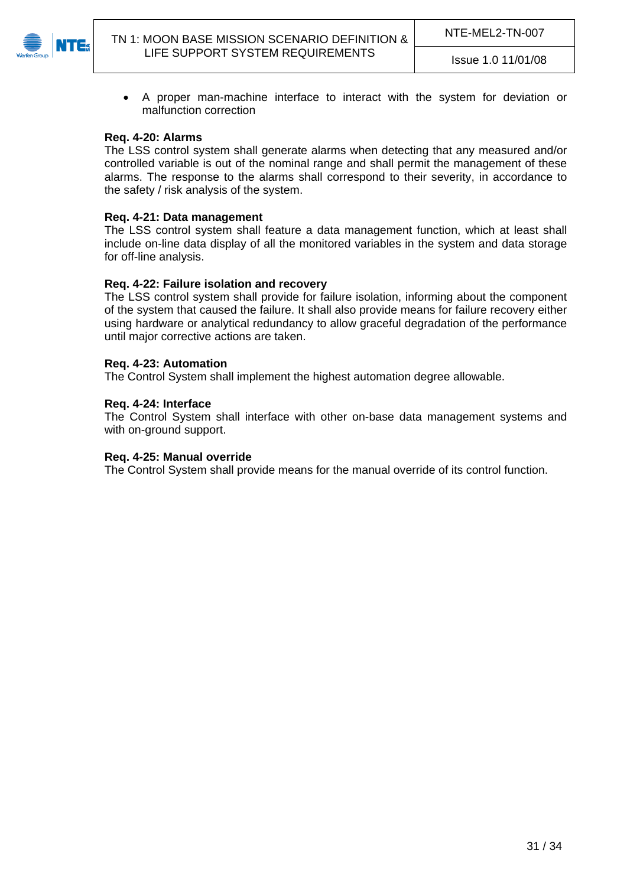- A proper man-machine interface to interact with the system for deviation or malfunction correction

**Req. 4-20: Alarms**
The LSS control system shall generate alarms when detecting that any measured and/or controlled variable is out of the nominal range and shall permit the management of these alarms. The response to the alarms shall correspond to their severity, in accordance to the safety / risk analysis of the system.

**Req. 4-21: Data management**
The LSS control system shall feature a data management function, which at least shall include on-line data display of all the monitored variables in the system and data storage for off-line analysis.

**Req. 4-22: Failure isolation and recovery**
The LSS control system shall provide for failure isolation, informing about the component of the system that caused the failure. It shall also provide means for failure recovery either using hardware or analytical redundancy to allow graceful degradation of the performance until major corrective actions are taken.

**Req. 4-23: Automation**
The Control System shall implement the highest automation degree allowable.

**Req. 4-24: Interface**
The Control System shall interface with other on-base data management systems and with on-ground support.

**Req. 4-25: Manual override**
The Control System shall provide means for the manual override of its control function.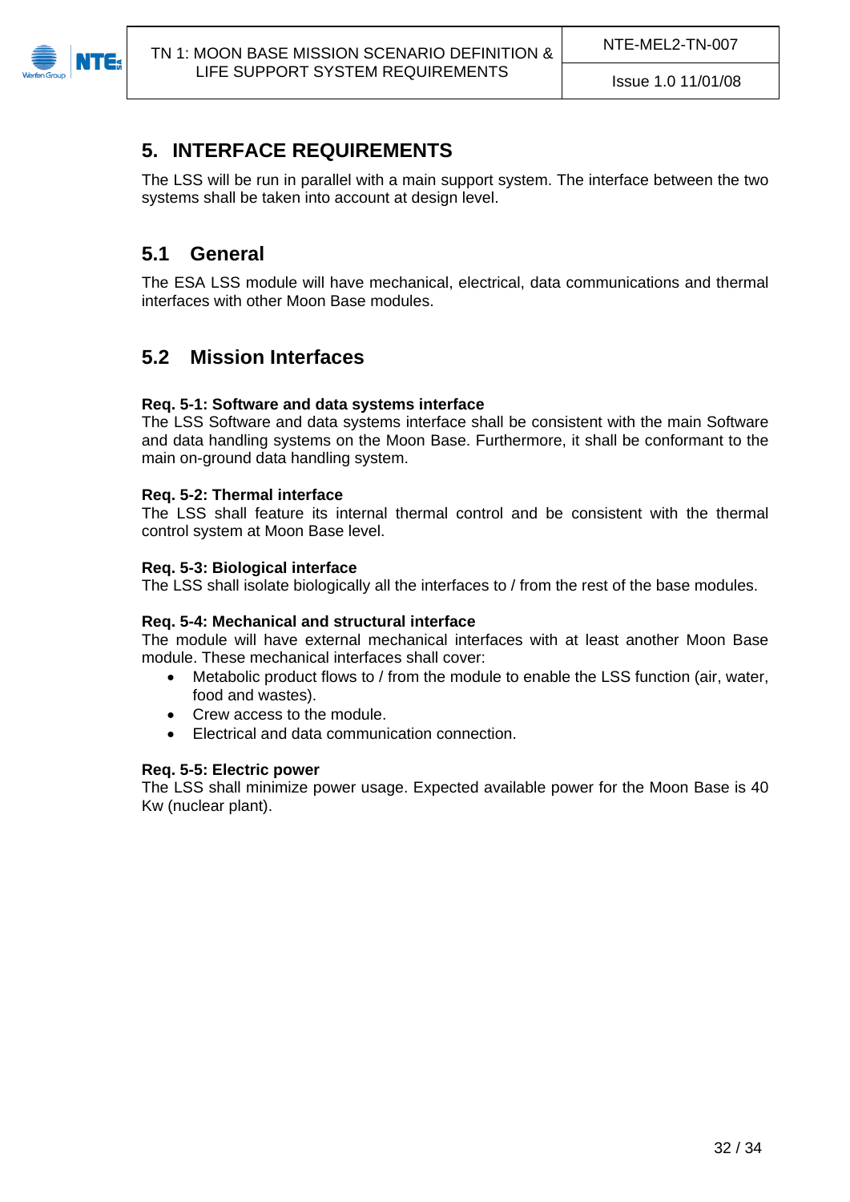# 5. INTERFACE REQUIREMENTS

The LSS will be run in parallel with a main support system. The interface between the two systems shall be taken into account at design level.

## 5.1 General

The ESA LSS module will have mechanical, electrical, data communications and thermal interfaces with other Moon Base modules.

## 5.2 Mission Interfaces

**Req. 5-1: Software and data systems interface**
The LSS Software and data systems interface shall be consistent with the main Software and data handling systems on the Moon Base. Furthermore, it shall be conformant to the main on-ground data handling system.

**Req. 5-2: Thermal interface**
The LSS shall feature its internal thermal control and be consistent with the thermal control system at Moon Base level.

**Req. 5-3: Biological interface**
The LSS shall isolate biologically all the interfaces to / from the rest of the base modules.

**Req. 5-4: Mechanical and structural interface**
The module will have external mechanical interfaces with at least another Moon Base module. These mechanical interfaces shall cover:

- Metabolic product flows to / from the module to enable the LSS function (air, water, food and wastes).
- Crew access to the module.
- Electrical and data communication connection.

**Req. 5-5: Electric power**
The LSS shall minimize power usage. Expected available power for the Moon Base is 40 Kw (nuclear plant).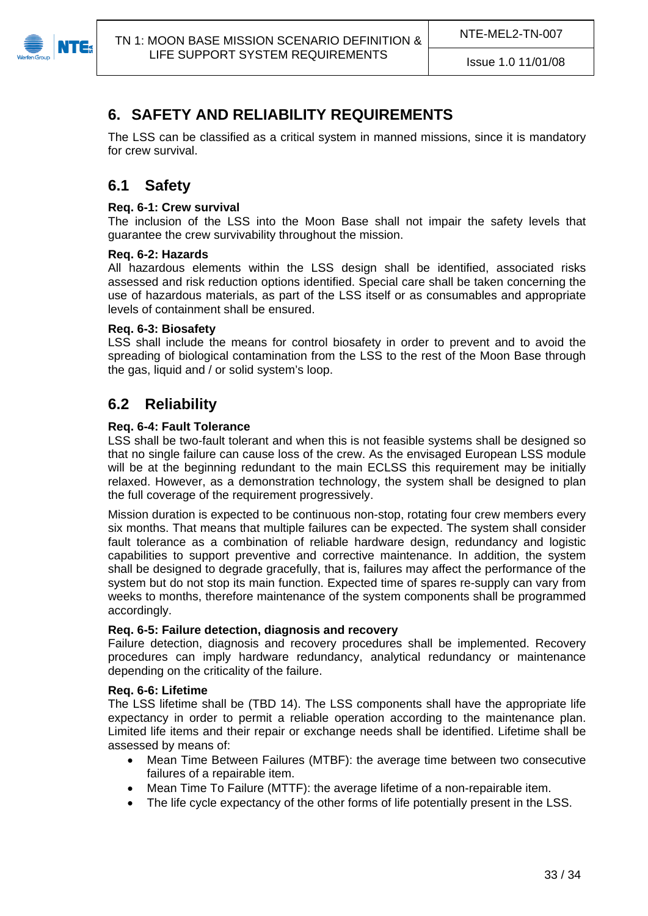# 6. SAFETY AND RELIABILITY REQUIREMENTS

The LSS can be classified as a critical system in manned missions, since it is mandatory for crew survival.

## 6.1 Safety

**Req. 6-1: Crew survival**
The inclusion of the LSS into the Moon Base shall not impair the safety levels that guarantee the crew survivability throughout the mission.

**Req. 6-2: Hazards**
All hazardous elements within the LSS design shall be identified, associated risks assessed and risk reduction options identified. Special care shall be taken concerning the use of hazardous materials, as part of the LSS itself or as consumables and appropriate levels of containment shall be ensured.

**Req. 6-3: Biosafety**
LSS shall include the means for control biosafety in order to prevent and to avoid the spreading of biological contamination from the LSS to the rest of the Moon Base through the gas, liquid and / or solid system's loop.

## 6.2 Reliability

**Req. 6-4: Fault Tolerance**
LSS shall be two-fault tolerant and when this is not feasible systems shall be designed so that no single failure can cause loss of the crew. As the envisaged European LSS module will be at the beginning redundant to the main ECLSS this requirement may be initially relaxed. However, as a demonstration technology, the system shall be designed to plan the full coverage of the requirement progressively.

Mission duration is expected to be continuous non-stop, rotating four crew members every six months. That means that multiple failures can be expected. The system shall consider fault tolerance as a combination of reliable hardware design, redundancy and logistic capabilities to support preventive and corrective maintenance. In addition, the system shall be designed to degrade gracefully, that is, failures may affect the performance of the system but do not stop its main function. Expected time of spares re-supply can vary from weeks to months, therefore maintenance of the system components shall be programmed accordingly.

**Req. 6-5: Failure detection, diagnosis and recovery**
Failure detection, diagnosis and recovery procedures shall be implemented. Recovery procedures can imply hardware redundancy, analytical redundancy or maintenance depending on the criticality of the failure.

**Req. 6-6: Lifetime**
The LSS lifetime shall be (TBD 14). The LSS components shall have the appropriate life expectancy in order to permit a reliable operation according to the maintenance plan. Limited life items and their repair or exchange needs shall be identified. Lifetime shall be assessed by means of:

- Mean Time Between Failures (MTBF): the average time between two consecutive failures of a repairable item.
- Mean Time To Failure (MTTF): the average lifetime of a non-repairable item.
- The life cycle expectancy of the other forms of life potentially present in the LSS.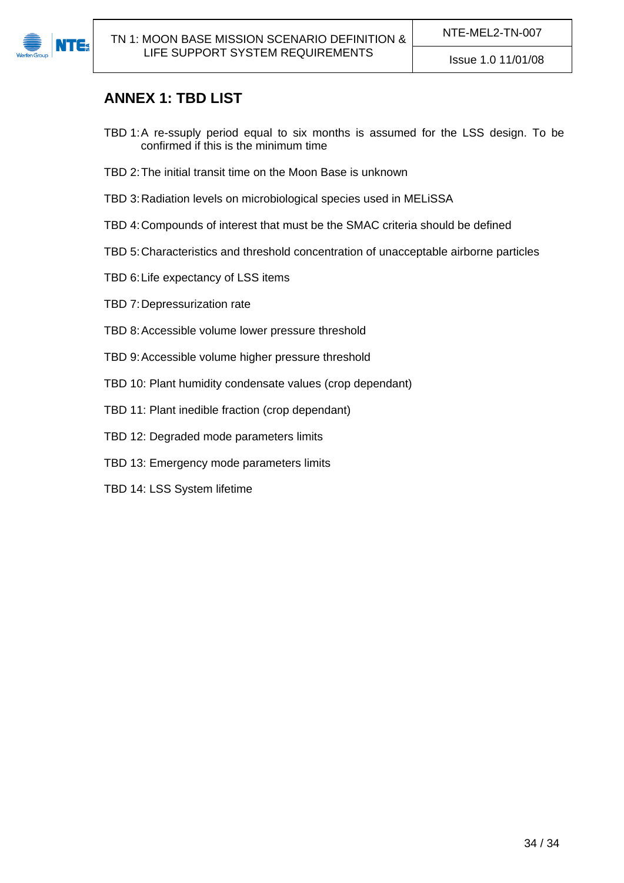## ANNEX 1: TBD LIST

TBD 1: A re-ssuply period equal to six months is assumed for the LSS design. To be confirmed if this is the minimum time

TBD 2: The initial transit time on the Moon Base is unknown

TBD 3: Radiation levels on microbiological species used in MELiSSA

TBD 4: Compounds of interest that must be the SMAC criteria should be defined

TBD 5: Characteristics and threshold concentration of unacceptable airborne particles

TBD 6: Life expectancy of LSS items

TBD 7: Depressurization rate

TBD 8: Accessible volume lower pressure threshold

TBD 9: Accessible volume higher pressure threshold

TBD 10: Plant humidity condensate values (crop dependant)

TBD 11: Plant inedible fraction (crop dependant)

TBD 12: Degraded mode parameters limits

TBD 13: Emergency mode parameters limits

TBD 14: LSS System lifetime